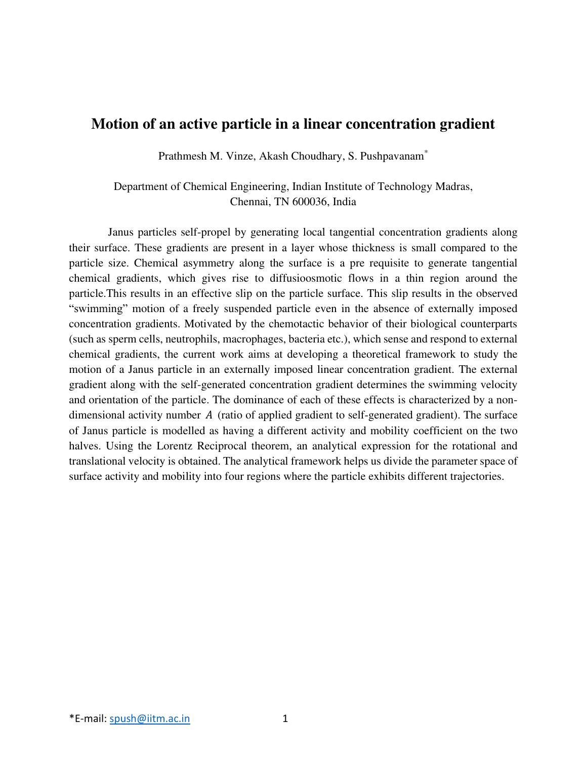# Motion of an active particle in a linear concentration gradient

Prathmesh M. Vinze, Akash Choudhary, S. Pushpavanam*

Department of Chemical Engineering, Indian Institute of Technology Madras,
Chennai, TN 600036, India

Janus particles self-propel by generating local tangential concentration gradients along their surface. These gradients are present in a layer whose thickness is small compared to the particle size. Chemical asymmetry along the surface is a pre requisite to generate tangential chemical gradients, which gives rise to diffusioosmotic flows in a thin region around the particle.This results in an effective slip on the particle surface. This slip results in the observed "swimming" motion of a freely suspended particle even in the absence of externally imposed concentration gradients. Motivated by the chemotactic behavior of their biological counterparts (such as sperm cells, neutrophils, macrophages, bacteria etc.), which sense and respond to external chemical gradients, the current work aims at developing a theoretical framework to study the motion of a Janus particle in an externally imposed linear concentration gradient. The external gradient along with the self-generated concentration gradient determines the swimming velocity and orientation of the particle. The dominance of each of these effects is characterized by a non-dimensional activity number $A$ (ratio of applied gradient to self-generated gradient). The surface of Janus particle is modelled as having a different activity and mobility coefficient on the two halves. Using the Lorentz Reciprocal theorem, an analytical expression for the rotational and translational velocity is obtained. The analytical framework helps us divide the parameter space of surface activity and mobility into four regions where the particle exhibits different trajectories.

*E-mail: spush@iitm.ac.in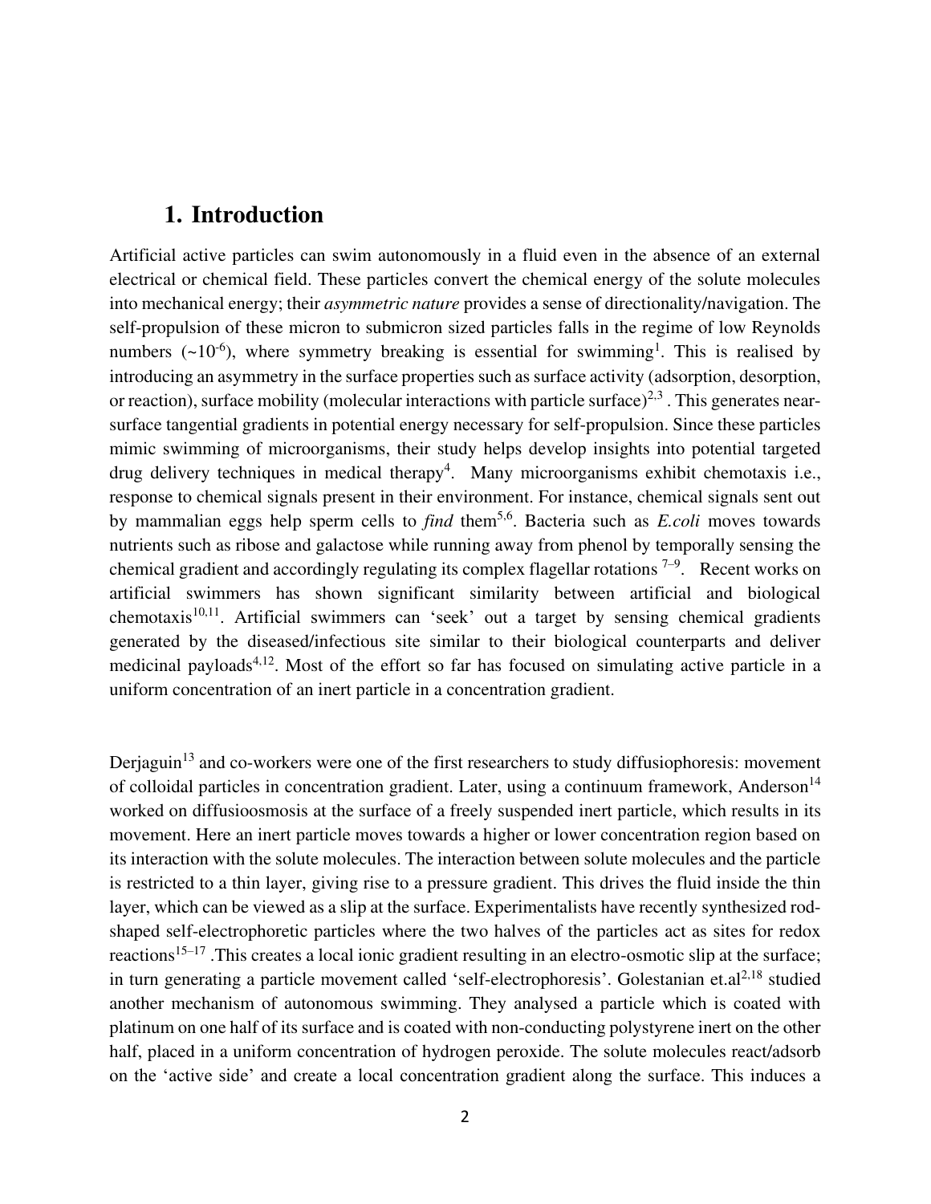## 1. Introduction

Artificial active particles can swim autonomously in a fluid even in the absence of an external electrical or chemical field. These particles convert the chemical energy of the solute molecules into mechanical energy; their *asymmetric nature* provides a sense of directionality/navigation. The self-propulsion of these micron to submicron sized particles falls in the regime of low Reynolds numbers ($\sim 10^{-6}$), where symmetry breaking is essential for swimming[1]. This is realised by introducing an asymmetry in the surface properties such as surface activity (adsorption, desorption, or reaction), surface mobility (molecular interactions with particle surface)[2,3] . This generates near-surface tangential gradients in potential energy necessary for self-propulsion. Since these particles mimic swimming of microorganisms, their study helps develop insights into potential targeted drug delivery techniques in medical therapy[4]. Many microorganisms exhibit chemotaxis i.e., response to chemical signals present in their environment. For instance, chemical signals sent out by mammalian eggs help sperm cells to *find* them[5,6]. Bacteria such as *E.coli* moves towards nutrients such as ribose and galactose while running away from phenol by temporally sensing the chemical gradient and accordingly regulating its complex flagellar rotations [7–9]. Recent works on artificial swimmers has shown significant similarity between artificial and biological chemotaxis[10,11]. Artificial swimmers can 'seek' out a target by sensing chemical gradients generated by the diseased/infectious site similar to their biological counterparts and deliver medicinal payloads[4,12]. Most of the effort so far has focused on simulating active particle in a uniform concentration of an inert particle in a concentration gradient.

Derjaguin[13] and co-workers were one of the first researchers to study diffusiophoresis: movement of colloidal particles in concentration gradient. Later, using a continuum framework, Anderson[14] worked on diffusioosmosis at the surface of a freely suspended inert particle, which results in its movement. Here an inert particle moves towards a higher or lower concentration region based on its interaction with the solute molecules. The interaction between solute molecules and the particle is restricted to a thin layer, giving rise to a pressure gradient. This drives the fluid inside the thin layer, which can be viewed as a slip at the surface. Experimentalists have recently synthesized rod-shaped self-electrophoretic particles where the two halves of the particles act as sites for redox reactions[15–17] .This creates a local ionic gradient resulting in an electro-osmotic slip at the surface; in turn generating a particle movement called 'self-electrophoresis'. Golestanian et.al[2,18] studied another mechanism of autonomous swimming. They analysed a particle which is coated with platinum on one half of its surface and is coated with non-conducting polystyrene inert on the other half, placed in a uniform concentration of hydrogen peroxide. The solute molecules react/adsorb on the 'active side' and create a local concentration gradient along the surface. This induces a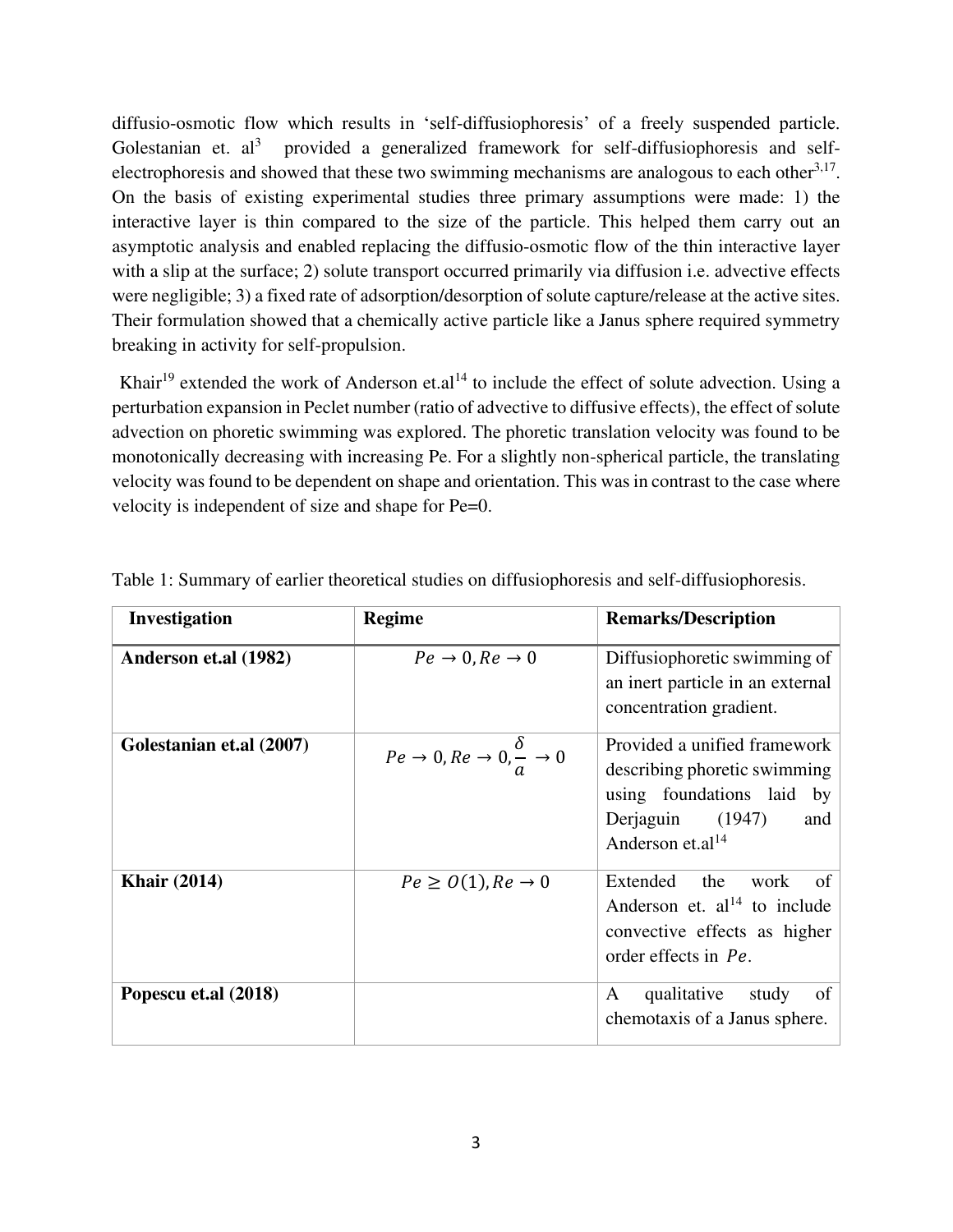diffusio-osmotic flow which results in 'self-diffusiophoresis' of a freely suspended particle. Golestanian et. al[3] provided a generalized framework for self-diffusiophoresis and self-electrophoresis and showed that these two swimming mechanisms are analogous to each other[3,17]. On the basis of existing experimental studies three primary assumptions were made: 1) the interactive layer is thin compared to the size of the particle. This helped them carry out an asymptotic analysis and enabled replacing the diffusio-osmotic flow of the thin interactive layer with a slip at the surface; 2) solute transport occurred primarily via diffusion i.e. advective effects were negligible; 3) a fixed rate of adsorption/desorption of solute capture/release at the active sites. Their formulation showed that a chemically active particle like a Janus sphere required symmetry breaking in activity for self-propulsion.

Khair[19] extended the work of Anderson et.al[14] to include the effect of solute advection. Using a perturbation expansion in Peclet number (ratio of advective to diffusive effects), the effect of solute advection on phoretic swimming was explored. The phoretic translation velocity was found to be monotonically decreasing with increasing Pe. For a slightly non-spherical particle, the translating velocity was found to be dependent on shape and orientation. This was in contrast to the case where velocity is independent of size and shape for Pe=0.

Table 1: Summary of earlier theoretical studies on diffusiophoresis and self-diffusiophoresis.

| Investigation | Regime | Remarks/Description |
|---|---|---|
| **Anderson et.al (1982)** | $Pe \to 0, Re \to 0$ | Diffusiophoretic swimming of an inert particle in an external concentration gradient. |
| **Golestanian et.al (2007)** | $Pe \to 0, Re \to 0, \frac{\delta}{a} \to 0$ | Provided a unified framework describing phoretic swimming using foundations laid by Derjaguin (1947) and Anderson et.al[14] |
| **Khair (2014)** | $Pe \geq O(1), Re \to 0$ | Extended the work of Anderson et. al[14] to include convective effects as higher order effects in $Pe$. |
| **Popescu et.al (2018)** | | A qualitative study of chemotaxis of a Janus sphere. |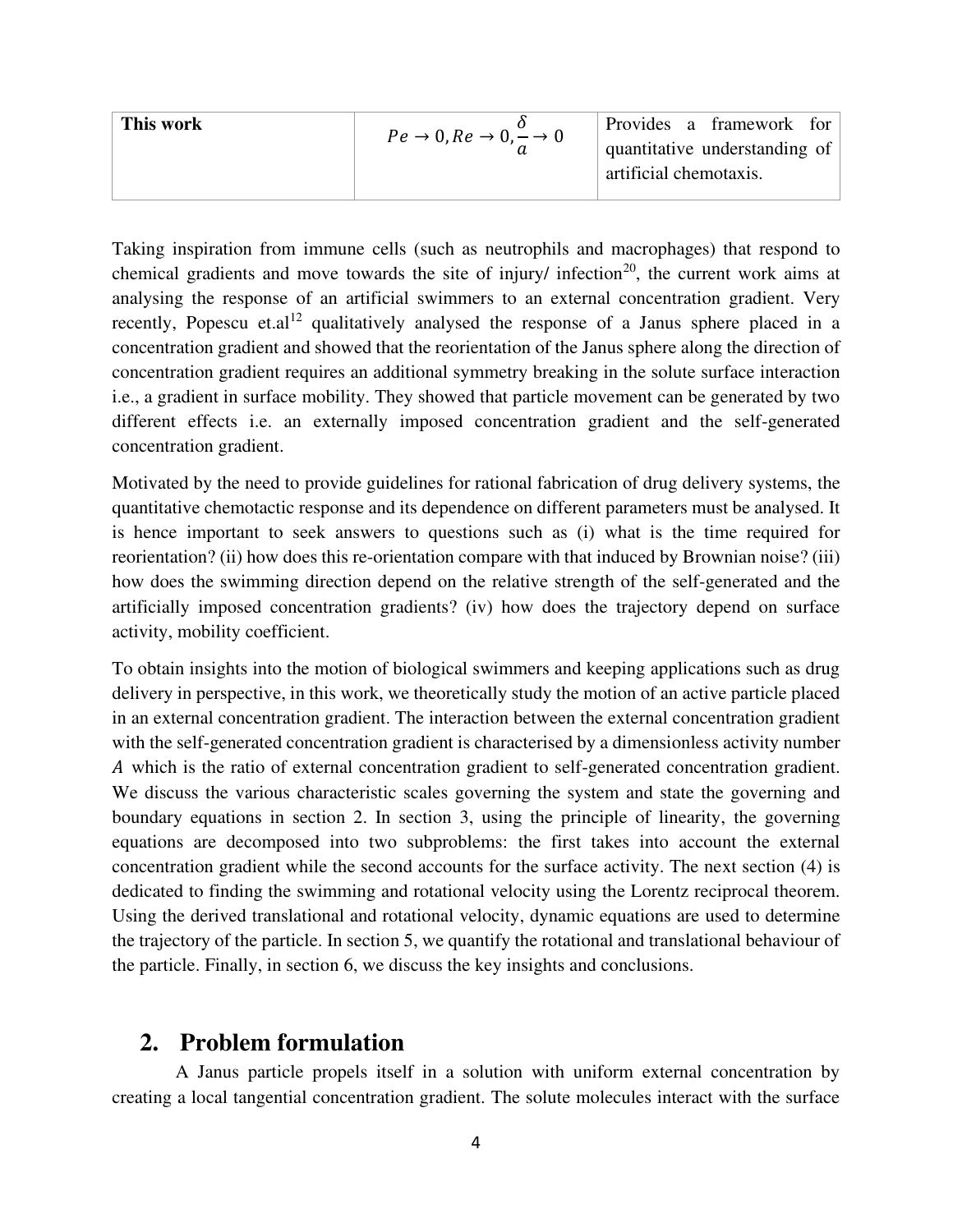| This work | $Pe \to 0, Re \to 0, \dfrac{\delta}{a} \to 0$ | Provides a framework for quantitative understanding of artificial chemotaxis. |
|---|---|---|

Taking inspiration from immune cells (such as neutrophils and macrophages) that respond to chemical gradients and move towards the site of injury/ infection[20], the current work aims at analysing the response of an artificial swimmers to an external concentration gradient. Very recently, Popescu et.al[12] qualitatively analysed the response of a Janus sphere placed in a concentration gradient and showed that the reorientation of the Janus sphere along the direction of concentration gradient requires an additional symmetry breaking in the solute surface interaction i.e., a gradient in surface mobility. They showed that particle movement can be generated by two different effects i.e. an externally imposed concentration gradient and the self-generated concentration gradient.

Motivated by the need to provide guidelines for rational fabrication of drug delivery systems, the quantitative chemotactic response and its dependence on different parameters must be analysed. It is hence important to seek answers to questions such as (i) what is the time required for reorientation? (ii) how does this re-orientation compare with that induced by Brownian noise? (iii) how does the swimming direction depend on the relative strength of the self-generated and the artificially imposed concentration gradients? (iv) how does the trajectory depend on surface activity, mobility coefficient.

To obtain insights into the motion of biological swimmers and keeping applications such as drug delivery in perspective, in this work, we theoretically study the motion of an active particle placed in an external concentration gradient. The interaction between the external concentration gradient with the self-generated concentration gradient is characterised by a dimensionless activity number $A$ which is the ratio of external concentration gradient to self-generated concentration gradient. We discuss the various characteristic scales governing the system and state the governing and boundary equations in section 2. In section 3, using the principle of linearity, the governing equations are decomposed into two subproblems: the first takes into account the external concentration gradient while the second accounts for the surface activity. The next section (4) is dedicated to finding the swimming and rotational velocity using the Lorentz reciprocal theorem. Using the derived translational and rotational velocity, dynamic equations are used to determine the trajectory of the particle. In section 5, we quantify the rotational and translational behaviour of the particle. Finally, in section 6, we discuss the key insights and conclusions.

## 2. Problem formulation

A Janus particle propels itself in a solution with uniform external concentration by creating a local tangential concentration gradient. The solute molecules interact with the surface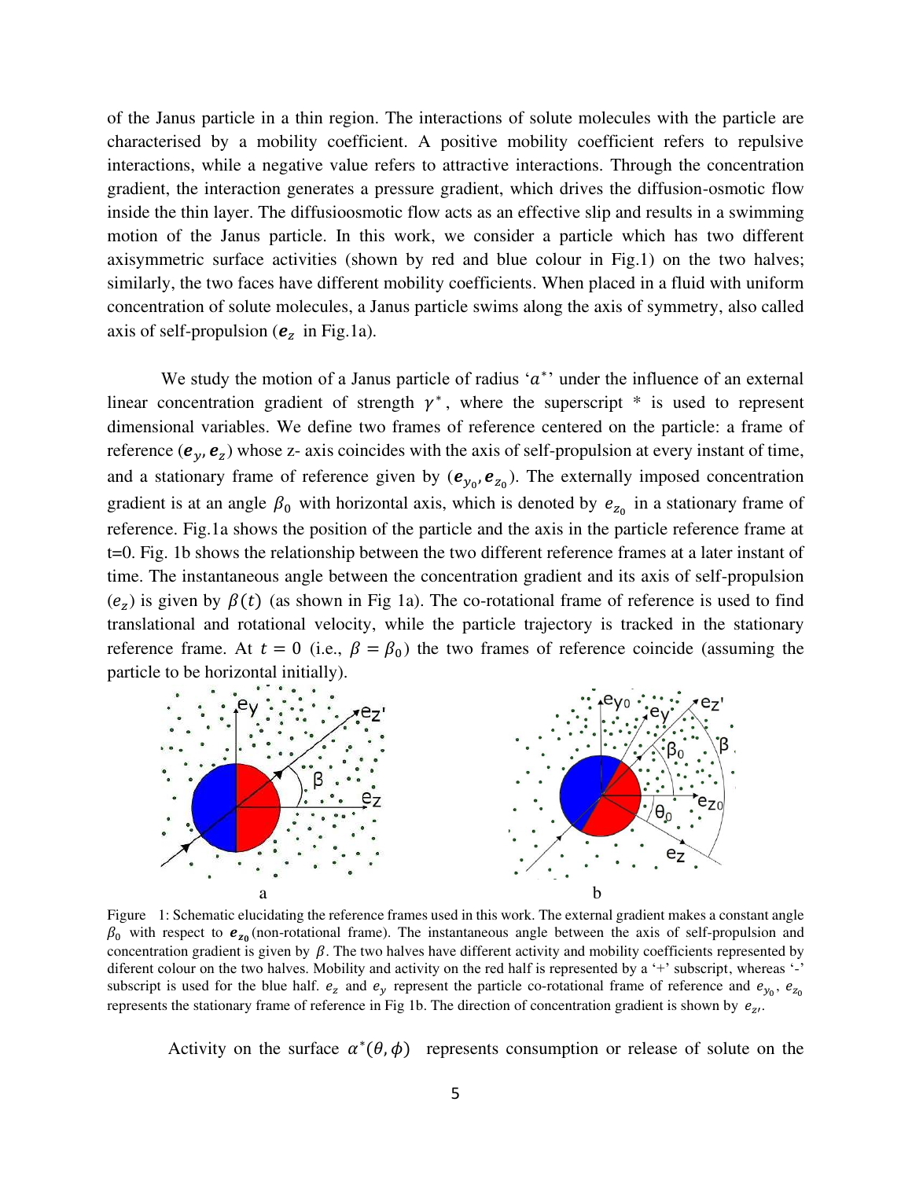of the Janus particle in a thin region. The interactions of solute molecules with the particle are characterised by a mobility coefficient. A positive mobility coefficient refers to repulsive interactions, while a negative value refers to attractive interactions. Through the concentration gradient, the interaction generates a pressure gradient, which drives the diffusion-osmotic flow inside the thin layer. The diffusioosmotic flow acts as an effective slip and results in a swimming motion of the Janus particle. In this work, we consider a particle which has two different axisymmetric surface activities (shown by red and blue colour in Fig.1) on the two halves; similarly, the two faces have different mobility coefficients. When placed in a fluid with uniform concentration of solute molecules, a Janus particle swims along the axis of symmetry, also called axis of self-propulsion ($\boldsymbol{e}_z$ in Fig.1a).

We study the motion of a Janus particle of radius '$a^*$' under the influence of an external linear concentration gradient of strength $\gamma^*$, where the superscript * is used to represent dimensional variables. We define two frames of reference centered on the particle: a frame of reference ($\boldsymbol{e}_y$, $\boldsymbol{e}_z$) whose z- axis coincides with the axis of self-propulsion at every instant of time, and a stationary frame of reference given by ($\boldsymbol{e}_{y_0}$, $\boldsymbol{e}_{z_0}$). The externally imposed concentration gradient is at an angle $\beta_0$ with horizontal axis, which is denoted by $e_{z_0}$ in a stationary frame of reference. Fig.1a shows the position of the particle and the axis in the particle reference frame at t=0. Fig. 1b shows the relationship between the two different reference frames at a later instant of time. The instantaneous angle between the concentration gradient and its axis of self-propulsion ($e_z$) is given by $\beta(t)$ (as shown in Fig 1a). The co-rotational frame of reference is used to find translational and rotational velocity, while the particle trajectory is tracked in the stationary reference frame. At $t = 0$ (i.e., $\beta = \beta_0$) the two frames of reference coincide (assuming the particle to be horizontal initially).

Figure 1: Schematic elucidating the reference frames used in this work. The external gradient makes a constant angle $\beta_0$ with respect to $\boldsymbol{e}_{z_0}$ (non-rotational frame). The instantaneous angle between the axis of self-propulsion and concentration gradient is given by $\beta$. The two halves have different activity and mobility coefficients represented by diferent colour on the two halves. Mobility and activity on the red half is represented by a '+' subscript, whereas '-' subscript is used for the blue half. $e_z$ and $e_y$ represent the particle co-rotational frame of reference and $e_{y_0}$, $e_{z_0}$ represents the stationary frame of reference in Fig 1b. The direction of concentration gradient is shown by $e_{z'}$.

Activity on the surface $\alpha^*(\theta, \phi)$ represents consumption or release of solute on the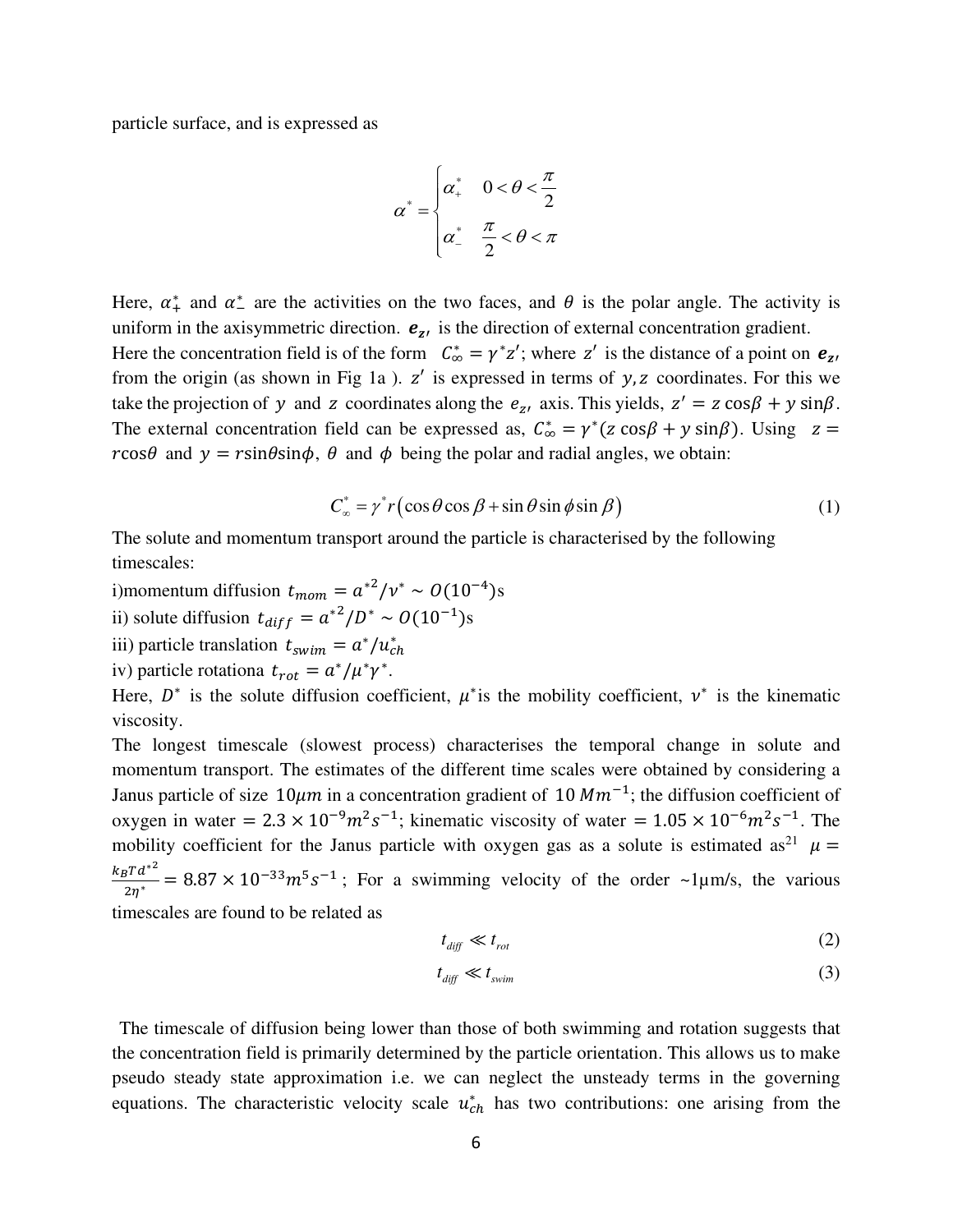particle surface, and is expressed as

$$\alpha^* = \begin{cases} \alpha_+^* & 0 < \theta < \dfrac{\pi}{2} \\ \alpha_-^* & \dfrac{\pi}{2} < \theta < \pi \end{cases}$$

Here, $\alpha_+^*$ and $\alpha_-^*$ are the activities on the two faces, and $\theta$ is the polar angle. The activity is uniform in the axisymmetric direction. $\boldsymbol{e_{z'}}$ is the direction of external concentration gradient.
Here the concentration field is of the form $C_\infty^* = \gamma^* z'$; where $z'$ is the distance of a point on $\boldsymbol{e_{z'}}$ from the origin (as shown in Fig 1a ). $z'$ is expressed in terms of $y, z$ coordinates. For this we take the projection of $y$ and $z$ coordinates along the $e_{z'}$ axis. This yields, $z' = z\cos\beta + y\sin\beta$. The external concentration field can be expressed as, $C_\infty^* = \gamma^*(z\cos\beta + y\sin\beta)$. Using $z = r\cos\theta$ and $y = r\sin\theta\sin\phi$, $\theta$ and $\phi$ being the polar and radial angles, we obtain:

$$C_\infty^* = \gamma^* r\left(\cos\theta\cos\beta + \sin\theta\sin\phi\sin\beta\right) \tag{1}$$

The solute and momentum transport around the particle is characterised by the following timescales:

i)momentum diffusion $t_{mom} = a^{*2}/\nu^* \sim O(10^{-4})$s

ii) solute diffusion $t_{diff} = a^{*2}/D^* \sim O(10^{-1})$s

iii) particle translation $t_{swim} = a^*/u_{ch}^*$

iv) particle rotationa $t_{rot} = a^*/\mu^*\gamma^*$.

Here, $D^*$ is the solute diffusion coefficient, $\mu^*$is the mobility coefficient, $\nu^*$ is the kinematic viscosity.
The longest timescale (slowest process) characterises the temporal change in solute and momentum transport. The estimates of the different time scales were obtained by considering a Janus particle of size $10\mu m$ in a concentration gradient of $10\ Mm^{-1}$; the diffusion coefficient of oxygen in water $= 2.3 \times 10^{-9} m^2 s^{-1}$; kinematic viscosity of water $= 1.05 \times 10^{-6} m^2 s^{-1}$. The mobility coefficient for the Janus particle with oxygen gas as a solute is estimated as[21] $\mu = \frac{k_B T d^{*2}}{2\eta^*} = 8.87 \times 10^{-33} m^5 s^{-1}$; For a swimming velocity of the order ~1μm/s, the various timescales are found to be related as

$$t_{diff} \ll t_{rot} \tag{2}$$

$$t_{diff} \ll t_{swim} \tag{3}$$

The timescale of diffusion being lower than those of both swimming and rotation suggests that the concentration field is primarily determined by the particle orientation. This allows us to make pseudo steady state approximation i.e. we can neglect the unsteady terms in the governing equations. The characteristic velocity scale $u_{ch}^*$ has two contributions: one arising from the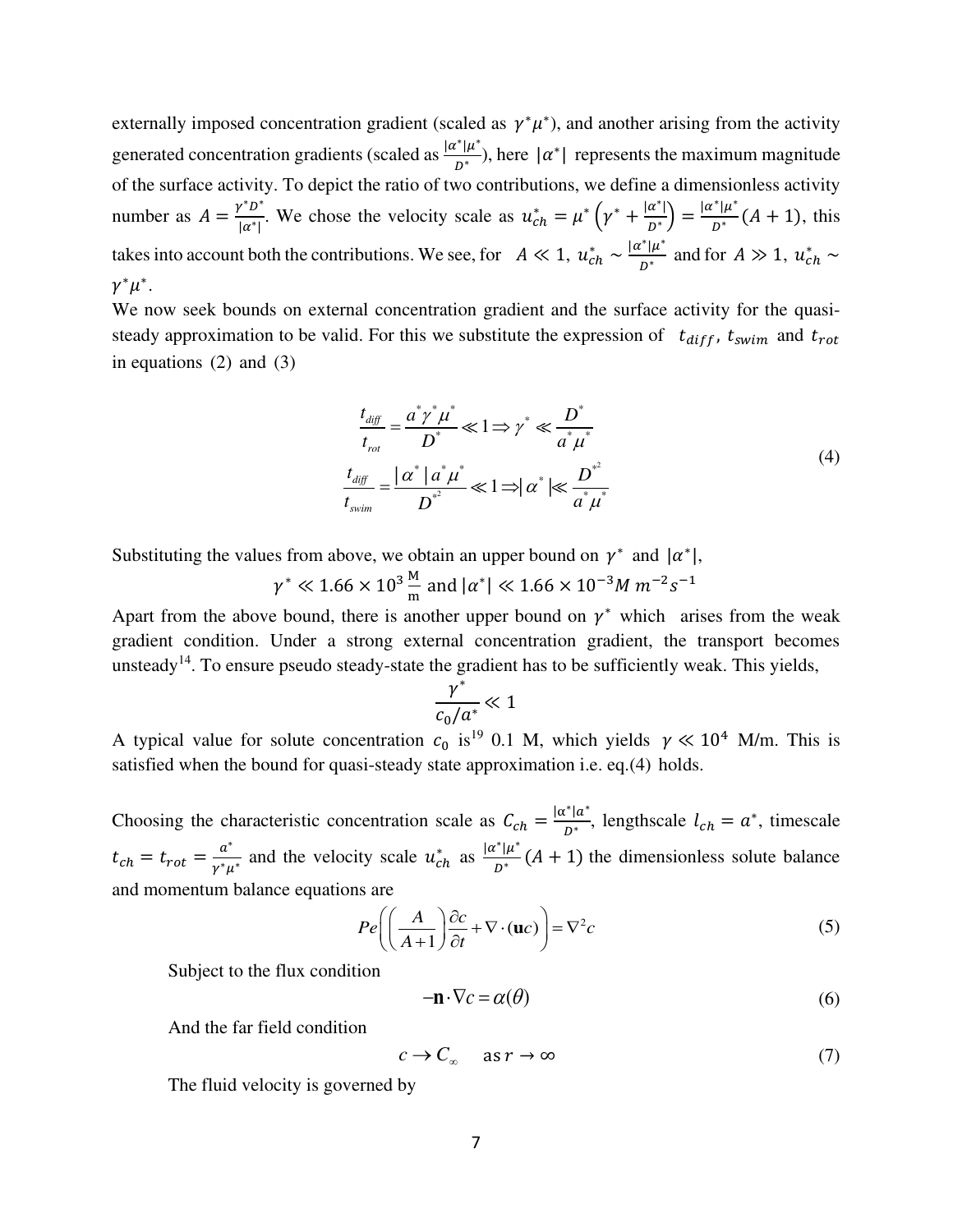externally imposed concentration gradient (scaled as $\gamma^* \mu^*$), and another arising from the activity generated concentration gradients (scaled as $\frac{|\alpha^*|\mu^*}{D^*}$), here $|\alpha^*|$ represents the maximum magnitude of the surface activity. To depict the ratio of two contributions, we define a dimensionless activity number as $A = \frac{\gamma^* D^*}{|\alpha^*|}$. We chose the velocity scale as $u_{ch}^* = \mu^* \left(\gamma^* + \frac{|\alpha^*|}{D^*}\right) = \frac{|\alpha^*|\mu^*}{D^*}(A+1)$, this takes into account both the contributions. We see, for $A \ll 1$, $u_{ch}^* \sim \frac{|\alpha^*|\mu^*}{D^*}$ and for $A \gg 1$, $u_{ch}^* \sim \gamma^* \mu^*$.

We now seek bounds on external concentration gradient and the surface activity for the quasi-steady approximation to be valid. For this we substitute the expression of $t_{diff}$, $t_{swim}$ and $t_{rot}$ in equations (2) and (3)

$$\begin{aligned}
\frac{t_{diff}}{t_{rot}} &= \frac{a^* \gamma^* \mu^*}{D^*} \ll 1 \Rightarrow \gamma^* \ll \frac{D^*}{a^* \mu^*} \\
\frac{t_{diff}}{t_{swim}} &= \frac{|\alpha^*| a^* \mu^*}{D^{*2}} \ll 1 \Rightarrow |\alpha^*| \ll \frac{D^{*2}}{a^* \mu^*}
\end{aligned} \tag{4}$$

Substituting the values from above, we obtain an upper bound on $\gamma^*$ and $|\alpha^*|$,

$$\gamma^* \ll 1.66 \times 10^3 \, \frac{\text{M}}{\text{m}} \text{ and } |\alpha^*| \ll 1.66 \times 10^{-3} M \, m^{-2} s^{-1}$$

Apart from the above bound, there is another upper bound on $\gamma^*$ which arises from the weak gradient condition. Under a strong external concentration gradient, the transport becomes unsteady[14]. To ensure pseudo steady-state the gradient has to be sufficiently weak. This yields,

$$\frac{\gamma^*}{c_0/a^*} \ll 1$$

A typical value for solute concentration $c_0$ is[19] 0.1 M, which yields $\gamma \ll 10^4$ M/m. This is satisfied when the bound for quasi-steady state approximation i.e. eq.(4) holds.

Choosing the characteristic concentration scale as $C_{ch} = \frac{|\alpha^*|a^*}{D^*}$, lengthscale $l_{ch} = a^*$, timescale $t_{ch} = t_{rot} = \frac{a^*}{\gamma^* \mu^*}$ and the velocity scale $u_{ch}^*$ as $\frac{|\alpha^*|\mu^*}{D^*}(A+1)$ the dimensionless solute balance and momentum balance equations are

$$Pe\left(\left(\frac{A}{A+1}\right)\frac{\partial c}{\partial t} + \nabla \cdot (\mathbf{u}c)\right) = \nabla^2 c \tag{5}$$

Subject to the flux condition

$$-\mathbf{n} \cdot \nabla c = \alpha(\theta) \tag{6}$$

And the far field condition

$$c \to C_\infty \quad \text{as } r \to \infty \tag{7}$$

The fluid velocity is governed by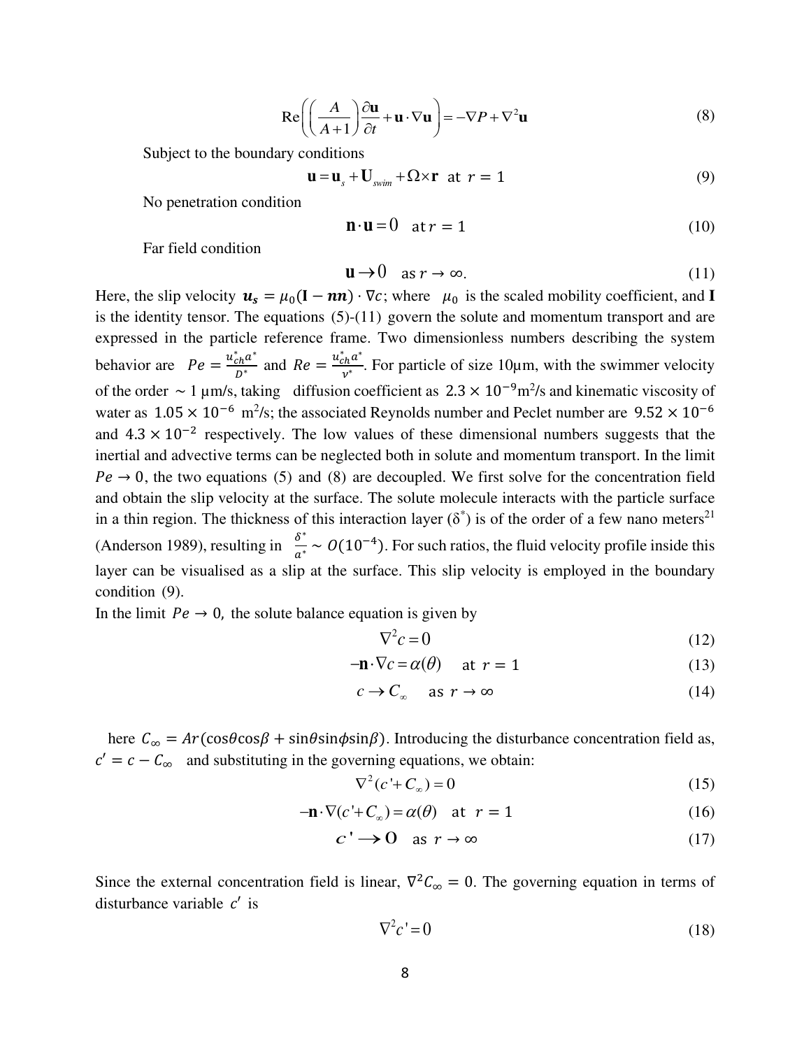$$\mathrm{Re}\left(\left(\frac{A}{A+1}\right)\frac{\partial \mathbf{u}}{\partial t}+\mathbf{u}\cdot\nabla\mathbf{u}\right)=-\nabla P+\nabla^2\mathbf{u} \tag{8}$$

Subject to the boundary conditions

$$\mathbf{u}=\mathbf{u}_s+\mathbf{U}_{swim}+\Omega\times\mathbf{r} \quad \text{at } r=1 \tag{9}$$

No penetration condition

$$\mathbf{n}\cdot\mathbf{u}=0 \quad \text{at } r=1 \tag{10}$$

Far field condition

$$\mathbf{u}\rightarrow 0 \quad \text{as } r\rightarrow\infty. \tag{11}$$

Here, the slip velocity $\boldsymbol{u_s}=\mu_0(\mathbf{I}-\boldsymbol{nn})\cdot\nabla c$; where $\mu_0$ is the scaled mobility coefficient, and $\mathbf{I}$ is the identity tensor. The equations (5)-(11) govern the solute and momentum transport and are expressed in the particle reference frame. Two dimensionless numbers describing the system behavior are $Pe=\frac{u_{ch}^{*}a^{*}}{D^{*}}$ and $Re=\frac{u_{ch}^{*}a^{*}}{\nu^{*}}$. For particle of size 10μm, with the swimmer velocity of the order $\sim 1$ μm/s, taking diffusion coefficient as $2.3\times10^{-9}$m$^2$/s and kinematic viscosity of water as $1.05\times10^{-6}$ m$^2$/s; the associated Reynolds number and Peclet number are $9.52\times10^{-6}$ and $4.3\times10^{-2}$ respectively. The low values of these dimensional numbers suggests that the inertial and advective terms can be neglected both in solute and momentum transport. In the limit $Pe\rightarrow 0$, the two equations (5) and (8) are decoupled. We first solve for the concentration field and obtain the slip velocity at the surface. The solute molecule interacts with the particle surface in a thin region. The thickness of this interaction layer ($\delta^*$) is of the order of a few nano meters[21] (Anderson 1989), resulting in $\frac{\delta^*}{a^*}\sim O(10^{-4})$. For such ratios, the fluid velocity profile inside this layer can be visualised as a slip at the surface. This slip velocity is employed in the boundary condition (9).

In the limit $Pe\rightarrow 0$, the solute balance equation is given by

$$\nabla^2 c=0 \tag{12}$$

$$-\mathbf{n}\cdot\nabla c=\alpha(\theta) \quad \text{at } r=1 \tag{13}$$

$$c\rightarrow C_\infty \quad \text{as } r\rightarrow\infty \tag{14}$$

here $C_\infty=Ar(\cos\theta\cos\beta+\sin\theta\sin\phi\sin\beta)$. Introducing the disturbance concentration field as, $c'=c-C_\infty$ and substituting in the governing equations, we obtain:

$$\nabla^2(c'+C_\infty)=0 \tag{15}$$

$$-\mathbf{n}\cdot\nabla(c'+C_\infty)=\alpha(\theta) \quad \text{at } r=1 \tag{16}$$

$$c'\rightarrow 0 \quad \text{as } r\rightarrow\infty \tag{17}$$

Since the external concentration field is linear, $\nabla^2 C_\infty=0$. The governing equation in terms of disturbance variable $c'$ is

$$\nabla^2 c'=0 \tag{18}$$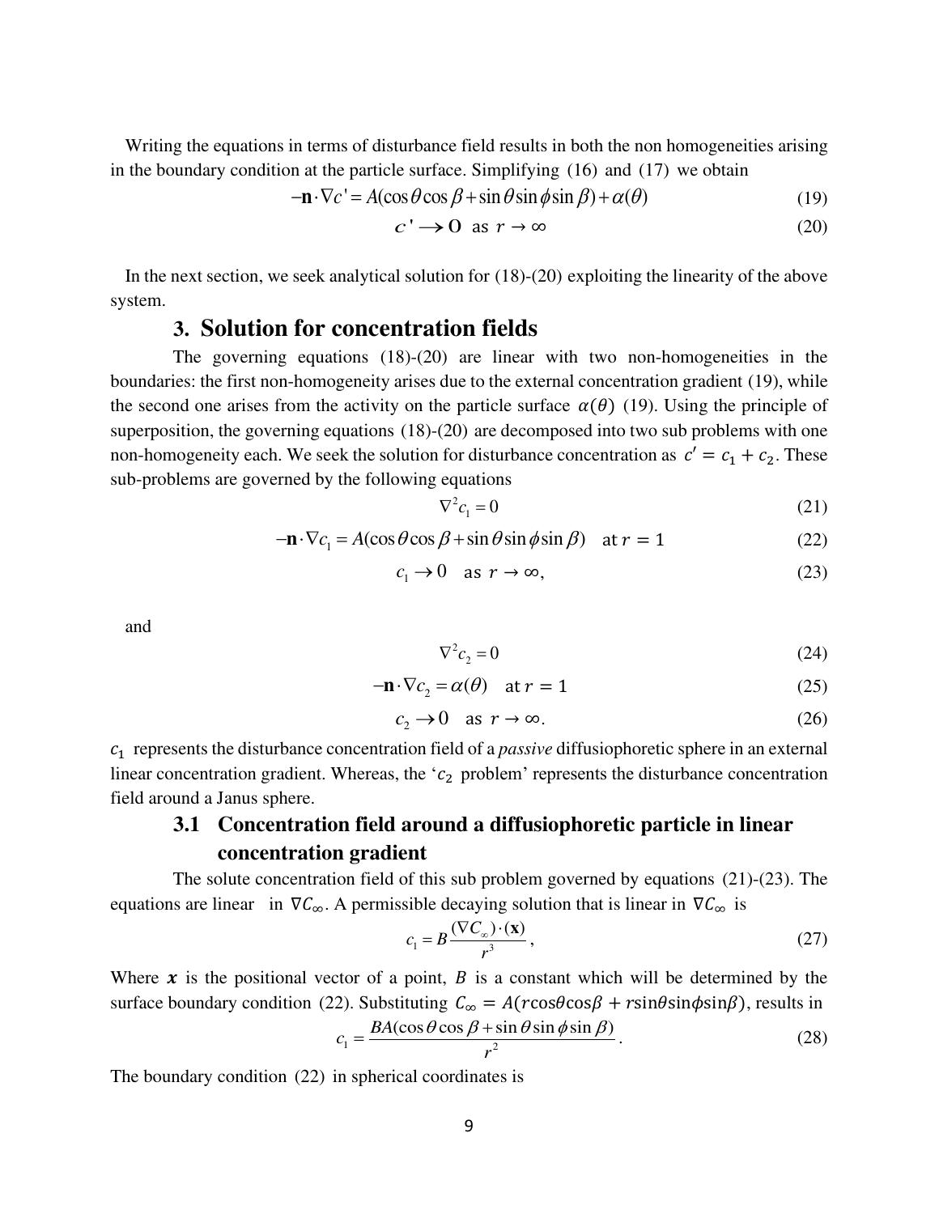Writing the equations in terms of disturbance field results in both the non homogeneities arising in the boundary condition at the particle surface. Simplifying (16) and (17) we obtain

$$-\mathbf{n}\cdot\nabla c' = A(\cos\theta\cos\beta + \sin\theta\sin\phi\sin\beta) + \alpha(\theta) \tag{19}$$

$$c' \rightarrow 0 \text{ as } r \rightarrow \infty \tag{20}$$

In the next section, we seek analytical solution for (18)-(20) exploiting the linearity of the above system.

## 3. Solution for concentration fields

The governing equations (18)-(20) are linear with two non-homogeneities in the boundaries: the first non-homogeneity arises due to the external concentration gradient (19), while the second one arises from the activity on the particle surface $\alpha(\theta)$ (19). Using the principle of superposition, the governing equations (18)-(20) are decomposed into two sub problems with one non-homogeneity each. We seek the solution for disturbance concentration as $c' = c_1 + c_2$. These sub-problems are governed by the following equations

$$\nabla^2 c_1 = 0 \tag{21}$$

$$-\mathbf{n}\cdot\nabla c_1 = A(\cos\theta\cos\beta + \sin\theta\sin\phi\sin\beta) \quad \text{at } r = 1 \tag{22}$$

$$c_1 \rightarrow 0 \quad \text{as } r \rightarrow \infty, \tag{23}$$

and

$$\nabla^2 c_2 = 0 \tag{24}$$

$$-\mathbf{n}\cdot\nabla c_2 = \alpha(\theta) \quad \text{at } r = 1 \tag{25}$$

$$c_2 \rightarrow 0 \quad \text{as } r \rightarrow \infty. \tag{26}$$

$c_1$ represents the disturbance concentration field of a *passive* diffusiophoretic sphere in an external linear concentration gradient. Whereas, the '$c_2$ problem' represents the disturbance concentration field around a Janus sphere.

### 3.1 Concentration field around a diffusiophoretic particle in linear concentration gradient

The solute concentration field of this sub problem governed by equations (21)-(23). The equations are linear in $\nabla C_\infty$. A permissible decaying solution that is linear in $\nabla C_\infty$ is

$$c_1 = B\frac{(\nabla C_\infty)\cdot(\mathbf{x})}{r^3}, \tag{27}$$

Where $\boldsymbol{x}$ is the positional vector of a point, $B$ is a constant which will be determined by the surface boundary condition (22). Substituting $C_\infty = A(r\cos\theta\cos\beta + r\sin\theta\sin\phi\sin\beta)$, results in

$$c_1 = \frac{BA(\cos\theta\cos\beta + \sin\theta\sin\phi\sin\beta)}{r^2}. \tag{28}$$

The boundary condition (22) in spherical coordinates is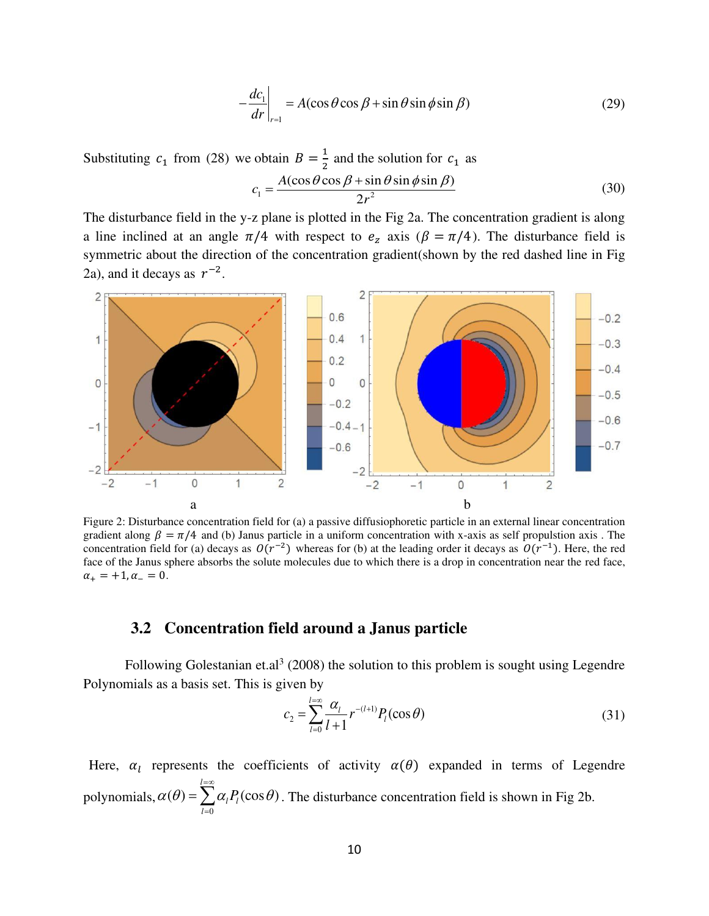$$-\left.\frac{dc_1}{dr}\right|_{r=1} = A(\cos\theta\cos\beta + \sin\theta\sin\phi\sin\beta) \tag{29}$$

Substituting $c_1$ from (28) we obtain $B = \frac{1}{2}$ and the solution for $c_1$ as

$$c_1 = \frac{A(\cos\theta\cos\beta + \sin\theta\sin\phi\sin\beta)}{2r^2} \tag{30}$$

The disturbance field in the y-z plane is plotted in the Fig 2a. The concentration gradient is along a line inclined at an angle $\pi/4$ with respect to $e_z$ axis ($\beta = \pi/4$). The disturbance field is symmetric about the direction of the concentration gradient(shown by the red dashed line in Fig 2a), and it decays as $r^{-2}$.

Figure 2: Disturbance concentration field for (a) a passive diffusiophoretic particle in an external linear concentration gradient along $\beta = \pi/4$ and (b) Janus particle in a uniform concentration with x-axis as self propulstion axis . The concentration field for (a) decays as $O(r^{-2})$ whereas for (b) at the leading order it decays as $O(r^{-1})$. Here, the red face of the Janus sphere absorbs the solute molecules due to which there is a drop in concentration near the red face, $\alpha_+ = +1, \alpha_- = 0$.

## 3.2 Concentration field around a Janus particle

Following Golestanian et.al[3] (2008) the solution to this problem is sought using Legendre Polynomials as a basis set. This is given by

$$c_2 = \sum_{l=0}^{l=\infty} \frac{\alpha_l}{l+1} r^{-(l+1)} P_l(\cos\theta) \tag{31}$$

Here, $\alpha_l$ represents the coefficients of activity $\alpha(\theta)$ expanded in terms of Legendre polynomials, $\alpha(\theta) = \sum_{l=0}^{l=\infty} \alpha_l P_l(\cos\theta)$. The disturbance concentration field is shown in Fig 2b.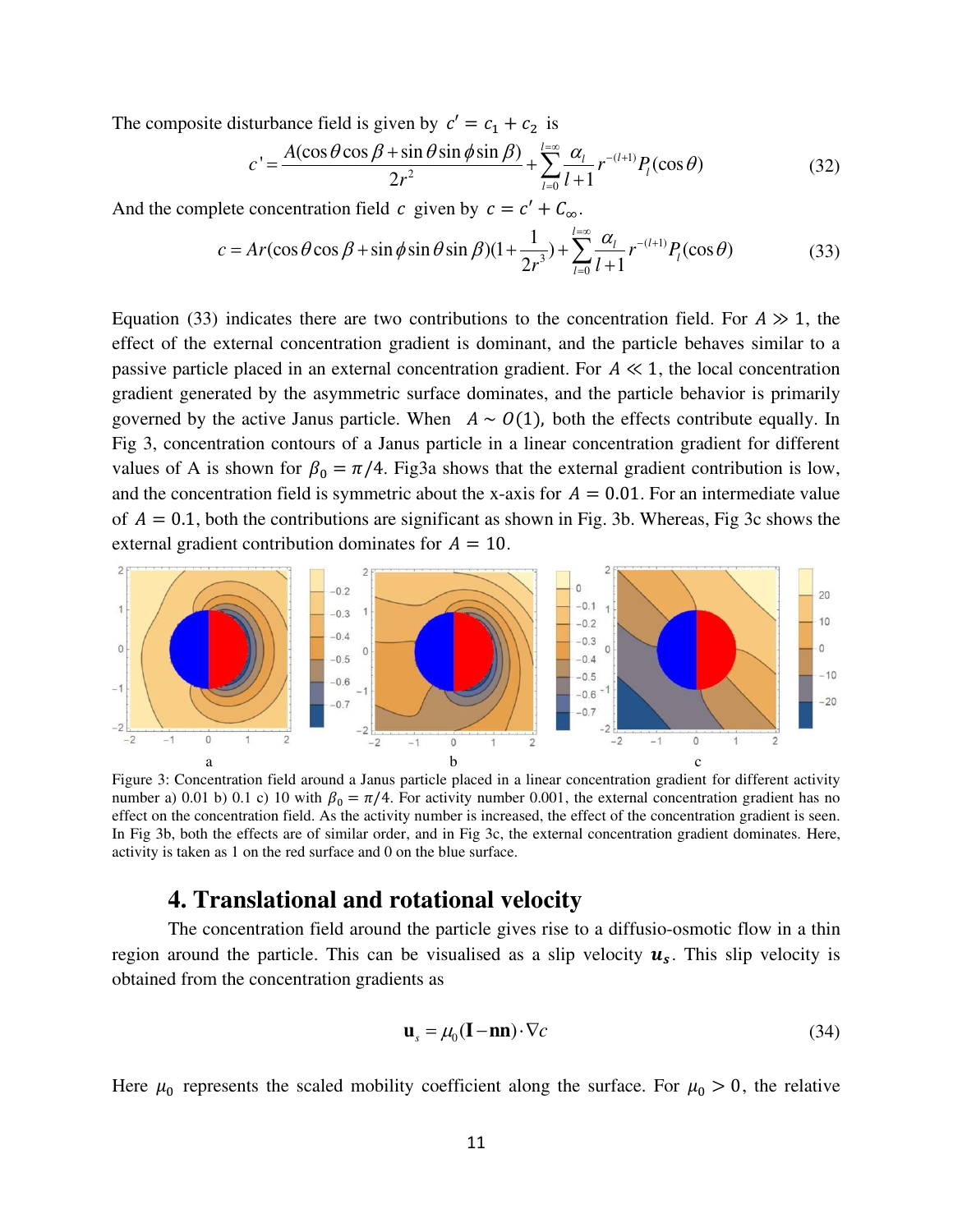The composite disturbance field is given by $c' = c_1 + c_2$ is

$$c' = \frac{A(\cos\theta\cos\beta + \sin\theta\sin\phi\sin\beta)}{2r^2} + \sum_{l=0}^{l=\infty} \frac{\alpha_l}{l+1} r^{-(l+1)} P_l(\cos\theta) \tag{32}$$

And the complete concentration field $c$ given by $c = c' + C_\infty$.

$$c = Ar(\cos\theta\cos\beta + \sin\phi\sin\theta\sin\beta)(1 + \frac{1}{2r^3}) + \sum_{l=0}^{l=\infty} \frac{\alpha_l}{l+1} r^{-(l+1)} P_l(\cos\theta) \tag{33}$$

Equation (33) indicates there are two contributions to the concentration field. For $A \gg 1$, the effect of the external concentration gradient is dominant, and the particle behaves similar to a passive particle placed in an external concentration gradient. For $A \ll 1$, the local concentration gradient generated by the asymmetric surface dominates, and the particle behavior is primarily governed by the active Janus particle. When $A \sim O(1)$, both the effects contribute equally. In Fig 3, concentration contours of a Janus particle in a linear concentration gradient for different values of A is shown for $\beta_0 = \pi/4$. Fig3a shows that the external gradient contribution is low, and the concentration field is symmetric about the x-axis for $A = 0.01$. For an intermediate value of $A = 0.1$, both the contributions are significant as shown in Fig. 3b. Whereas, Fig 3c shows the external gradient contribution dominates for $A = 10$.

Figure 3: Concentration field around a Janus particle placed in a linear concentration gradient for different activity number a) 0.01 b) 0.1 c) 10 with $\beta_0 = \pi/4$. For activity number 0.001, the external concentration gradient has no effect on the concentration field. As the activity number is increased, the effect of the concentration gradient is seen. In Fig 3b, both the effects are of similar order, and in Fig 3c, the external concentration gradient dominates. Here, activity is taken as 1 on the red surface and 0 on the blue surface.

## 4. Translational and rotational velocity

The concentration field around the particle gives rise to a diffusio-osmotic flow in a thin region around the particle. This can be visualised as a slip velocity $\boldsymbol{u_s}$. This slip velocity is obtained from the concentration gradients as

$$\mathbf{u}_s = \mu_0(\mathbf{I} - \mathbf{nn}) \cdot \nabla c \tag{34}$$

Here $\mu_0$ represents the scaled mobility coefficient along the surface. For $\mu_0 > 0$, the relative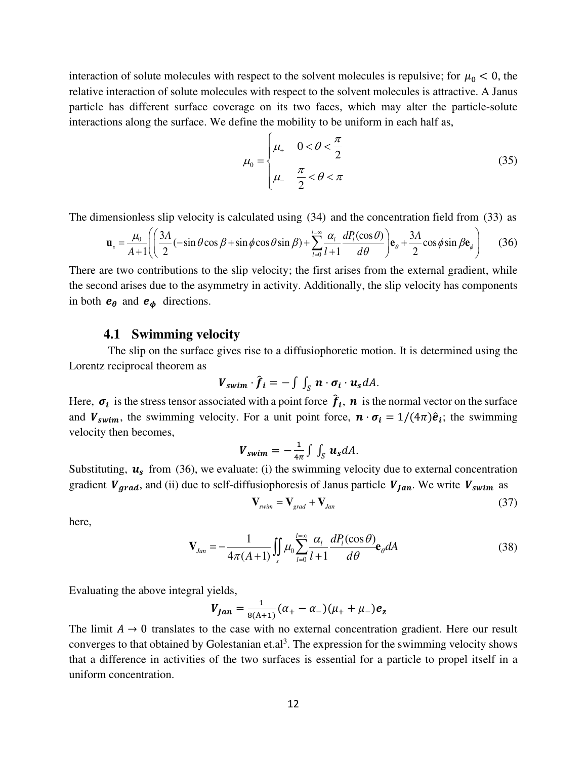interaction of solute molecules with respect to the solvent molecules is repulsive; for $\mu_0 < 0$, the relative interaction of solute molecules with respect to the solvent molecules is attractive. A Janus particle has different surface coverage on its two faces, which may alter the particle-solute interactions along the surface. We define the mobility to be uniform in each half as,

$$\mu_0 = \begin{cases} \mu_+ & 0 < \theta < \dfrac{\pi}{2} \\ \mu_- & \dfrac{\pi}{2} < \theta < \pi \end{cases} \tag{35}$$

The dimensionless slip velocity is calculated using (34) and the concentration field from (33) as

$$\mathbf{u}_s = \frac{\mu_0}{A+1}\left(\left(\frac{3A}{2}(-\sin\theta\cos\beta + \sin\phi\cos\theta\sin\beta) + \sum_{l=0}^{l=\infty}\frac{\alpha_l}{l+1}\frac{dP_l(\cos\theta)}{d\theta}\right)\mathbf{e}_\theta + \frac{3A}{2}\cos\phi\sin\beta\,\mathbf{e}_\phi\right) \tag{36}$$

There are two contributions to the slip velocity; the first arises from the external gradient, while the second arises due to the asymmetry in activity. Additionally, the slip velocity has components in both $\boldsymbol{e}_{\boldsymbol{\theta}}$ and $\boldsymbol{e}_{\boldsymbol{\phi}}$ directions.

### 4.1 Swimming velocity

The slip on the surface gives rise to a diffusiophoretic motion. It is determined using the Lorentz reciprocal theorem as

$$\boldsymbol{V_{swim}} \cdot \hat{\boldsymbol{f}}_{\boldsymbol{i}} = -\int\int_S \boldsymbol{n} \cdot \boldsymbol{\sigma_i} \cdot \boldsymbol{u_s}\, dA.$$

Here, $\boldsymbol{\sigma_i}$ is the stress tensor associated with a point force $\hat{\boldsymbol{f}}_{\boldsymbol{i}}$, $\boldsymbol{n}$ is the normal vector on the surface and $\boldsymbol{V_{swim}}$, the swimming velocity. For a unit point force, $\boldsymbol{n} \cdot \boldsymbol{\sigma_i} = 1/(4\pi)\hat{\boldsymbol{e}}_{\boldsymbol{i}}$; the swimming velocity then becomes,

$$\boldsymbol{V_{swim}} = -\frac{1}{4\pi}\int\int_S \boldsymbol{u_s}\, dA.$$

Substituting, $\boldsymbol{u_s}$ from (36), we evaluate: (i) the swimming velocity due to external concentration gradient $\boldsymbol{V_{grad}}$, and (ii) due to self-diffusiophoresis of Janus particle $\boldsymbol{V_{Jan}}$. We write $\boldsymbol{V_{swim}}$ as

$$\mathbf{V}_{swim} = \mathbf{V}_{grad} + \mathbf{V}_{Jan} \tag{37}$$

here,

$$\mathbf{V}_{Jan} = -\frac{1}{4\pi(A+1)}\iint_s \mu_0 \sum_{l=0}^{l=\infty}\frac{\alpha_l}{l+1}\frac{dP_l(\cos\theta)}{d\theta}\mathbf{e}_\theta\, dA \tag{38}$$

Evaluating the above integral yields,

$$\boldsymbol{V_{Jan}} = \frac{1}{8(\mathrm{A}+1)}(\alpha_+ - \alpha_-)(\mu_+ + \mu_-)\boldsymbol{e_z}$$

The limit $A \to 0$ translates to the case with no external concentration gradient. Here our result converges to that obtained by Golestanian et.al[3]. The expression for the swimming velocity shows that a difference in activities of the two surfaces is essential for a particle to propel itself in a uniform concentration.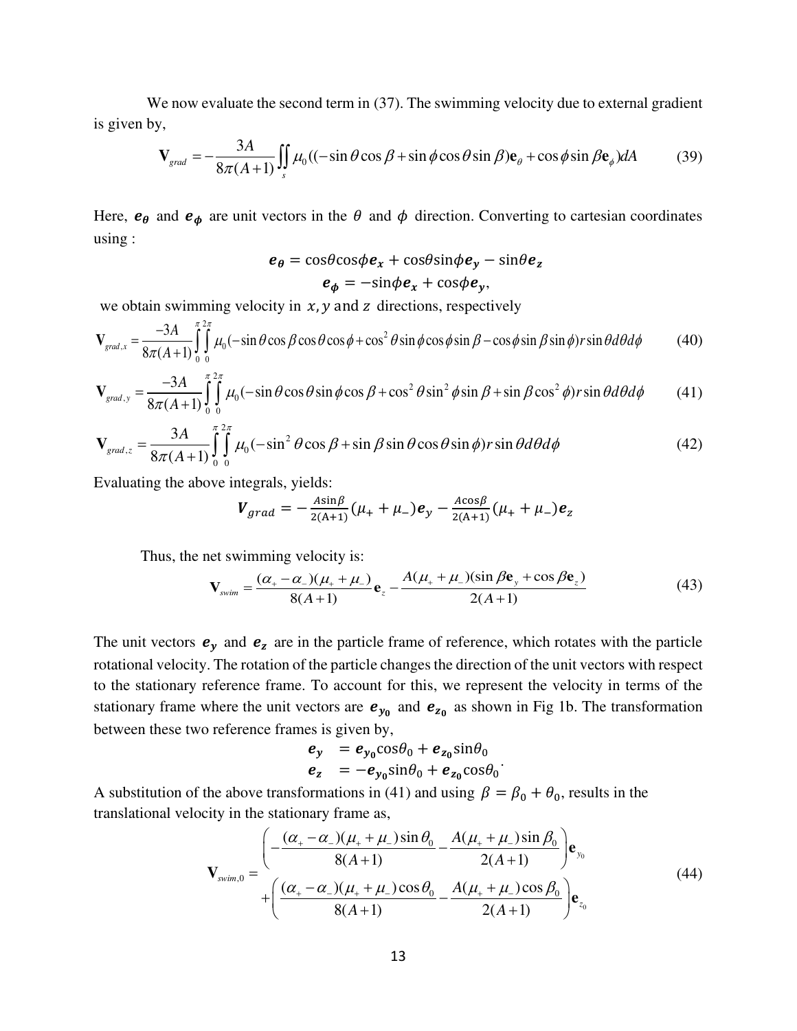We now evaluate the second term in (37). The swimming velocity due to external gradient is given by,

$$\mathbf{V}_{grad} = -\frac{3A}{8\pi(A+1)}\iint_{s} \mu_0((-\sin\theta\cos\beta + \sin\phi\cos\theta\sin\beta)\mathbf{e}_\theta + \cos\phi\sin\beta\mathbf{e}_\phi)dA \tag{39}$$

Here, $\boldsymbol{e_\theta}$ and $\boldsymbol{e_\phi}$ are unit vectors in the $\theta$ and $\phi$ direction. Converting to cartesian coordinates using :

$$\boldsymbol{e_\theta} = \cos\theta\cos\phi\boldsymbol{e_x} + \cos\theta\sin\phi\boldsymbol{e_y} - \sin\theta\boldsymbol{e_z}$$

$$\boldsymbol{e_\phi} = -\sin\phi\boldsymbol{e_x} + \cos\phi\boldsymbol{e_y},$$

we obtain swimming velocity in $x, y$ and $z$ directions, respectively

$$\mathbf{V}_{grad,x} = \frac{-3A}{8\pi(A+1)}\int_0^{\pi}\int_0^{2\pi} \mu_0(-\sin\theta\cos\beta\cos\theta\cos\phi + \cos^2\theta\sin\phi\cos\phi\sin\beta - \cos\phi\sin\beta\sin\phi)r\sin\theta d\theta d\phi \tag{40}$$

$$\mathbf{V}_{grad,y} = \frac{-3A}{8\pi(A+1)}\int_0^{\pi}\int_0^{2\pi} \mu_0(-\sin\theta\cos\theta\sin\phi\cos\beta + \cos^2\theta\sin^2\phi\sin\beta + \sin\beta\cos^2\phi)r\sin\theta d\theta d\phi \tag{41}$$

$$\mathbf{V}_{grad,z} = \frac{3A}{8\pi(A+1)}\int_0^{\pi}\int_0^{2\pi} \mu_0(-\sin^2\theta\cos\beta + \sin\beta\sin\theta\cos\theta\sin\phi)r\sin\theta d\theta d\phi \tag{42}$$

Evaluating the above integrals, yields:

$$\boldsymbol{V}_{grad} = -\frac{A\sin\beta}{2(\mathrm{A}+1)}(\mu_+ + \mu_-)\boldsymbol{e_y} - \frac{A\cos\beta}{2(\mathrm{A}+1)}(\mu_+ + \mu_-)\boldsymbol{e_z}$$

Thus, the net swimming velocity is:

$$\mathbf{V}_{swim} = \frac{(\alpha_+ - \alpha_-)(\mu_+ + \mu_-)}{8(A+1)}\mathbf{e}_z - \frac{A(\mu_+ + \mu_-)(\sin\beta\mathbf{e}_y + \cos\beta\mathbf{e}_z)}{2(A+1)} \tag{43}$$

The unit vectors $\boldsymbol{e_y}$ and $\boldsymbol{e_z}$ are in the particle frame of reference, which rotates with the particle rotational velocity. The rotation of the particle changes the direction of the unit vectors with respect to the stationary reference frame. To account for this, we represent the velocity in terms of the stationary frame where the unit vectors are $\boldsymbol{e_{y_0}}$ and $\boldsymbol{e_{z_0}}$ as shown in Fig 1b. The transformation between these two reference frames is given by,

$$\boldsymbol{e_y} = \boldsymbol{e_{y_0}}\cos\theta_0 + \boldsymbol{e_{z_0}}\sin\theta_0$$

$$\boldsymbol{e_z} = -\boldsymbol{e_{y_0}}\sin\theta_0 + \boldsymbol{e_{z_0}}\cos\theta_0.$$

A substitution of the above transformations in (41) and using $\beta = \beta_0 + \theta_0$, results in the translational velocity in the stationary frame as,

$$\mathbf{V}_{swim,0} = \begin{aligned}&\left(-\frac{(\alpha_+ - \alpha_-)(\mu_+ + \mu_-)\sin\theta_0}{8(A+1)} - \frac{A(\mu_+ + \mu_-)\sin\beta_0}{2(A+1)}\right)\mathbf{e}_{y_0} \\ &+\left(\frac{(\alpha_+ - \alpha_-)(\mu_+ + \mu_-)\cos\theta_0}{8(A+1)} - \frac{A(\mu_+ + \mu_-)\cos\beta_0}{2(A+1)}\right)\mathbf{e}_{z_0}\end{aligned} \tag{44}$$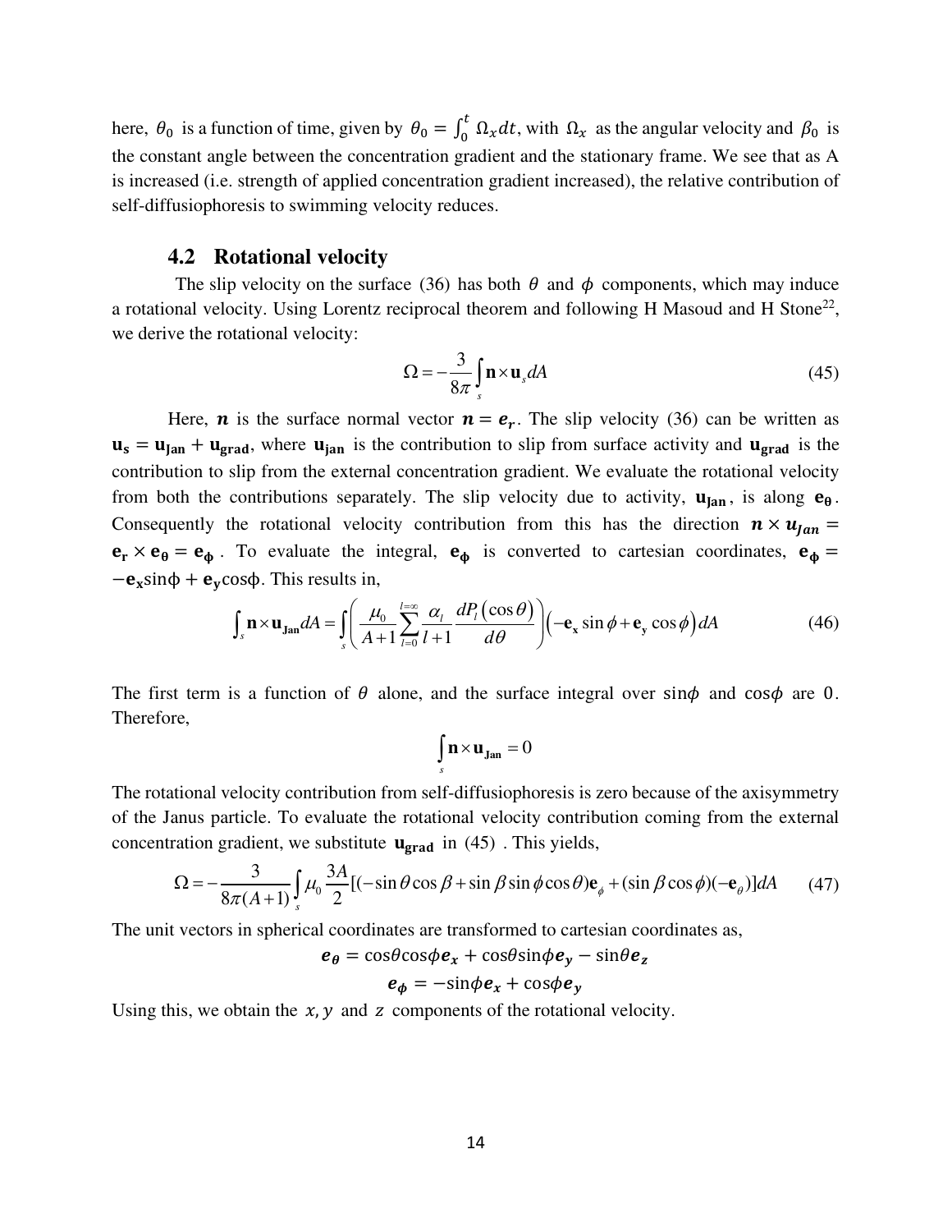here, $\theta_0$ is a function of time, given by $\theta_0 = \int_0^t \Omega_x dt$, with $\Omega_x$ as the angular velocity and $\beta_0$ is the constant angle between the concentration gradient and the stationary frame. We see that as A is increased (i.e. strength of applied concentration gradient increased), the relative contribution of self-diffusiophoresis to swimming velocity reduces.

## 4.2 Rotational velocity

The slip velocity on the surface (36) has both $\theta$ and $\phi$ components, which may induce a rotational velocity. Using Lorentz reciprocal theorem and following H Masoud and H Stone[22], we derive the rotational velocity:

$$\Omega = -\frac{3}{8\pi}\int_s \mathbf{n}\times\mathbf{u}_s dA \tag{45}$$

Here, $\boldsymbol{n}$ is the surface normal vector $\boldsymbol{n} = \boldsymbol{e_r}$. The slip velocity (36) can be written as $\mathbf{u_s} = \mathbf{u_{Jan}} + \mathbf{u_{grad}}$, where $\mathbf{u_{jan}}$ is the contribution to slip from surface activity and $\mathbf{u_{grad}}$ is the contribution to slip from the external concentration gradient. We evaluate the rotational velocity from both the contributions separately. The slip velocity due to activity, $\mathbf{u_{Jan}}$, is along $\mathbf{e_\theta}$. Consequently the rotational velocity contribution from this has the direction $\boldsymbol{n}\times\boldsymbol{u_{Jan}} = \mathbf{e_r}\times\mathbf{e_\theta} = \mathbf{e_\phi}$. To evaluate the integral, $\mathbf{e_\phi}$ is converted to cartesian coordinates, $\mathbf{e_\phi} = -\mathbf{e_x}\sin\phi + \mathbf{e_y}\cos\phi$. This results in,

$$\int_s \mathbf{n}\times\mathbf{u_{Jan}} dA = \int_s \left(\frac{\mu_0}{A+1}\sum_{l=0}^{l=\infty}\frac{\alpha_l}{l+1}\frac{dP_l(\cos\theta)}{d\theta}\right)\left(-\mathbf{e_x}\sin\phi + \mathbf{e_y}\cos\phi\right)dA \tag{46}$$

The first term is a function of $\theta$ alone, and the surface integral over $\sin\phi$ and $\cos\phi$ are 0. Therefore,

$$\int_s \mathbf{n}\times\mathbf{u_{Jan}} = 0$$

The rotational velocity contribution from self-diffusiophoresis is zero because of the axisymmetry of the Janus particle. To evaluate the rotational velocity contribution coming from the external concentration gradient, we substitute $\mathbf{u_{grad}}$ in (45). This yields,

$$\Omega = -\frac{3}{8\pi(A+1)}\int_s \mu_0 \frac{3A}{2}[(-\sin\theta\cos\beta + \sin\beta\sin\phi\cos\theta)\mathbf{e}_\phi + (\sin\beta\cos\phi)(-\mathbf{e}_\theta)]dA \tag{47}$$

The unit vectors in spherical coordinates are transformed to cartesian coordinates as,

$$\boldsymbol{e_\theta} = \cos\theta\cos\phi\boldsymbol{e_x} + \cos\theta\sin\phi\boldsymbol{e_y} - \sin\theta\boldsymbol{e_z}$$

$$\boldsymbol{e_\phi} = -\sin\phi\boldsymbol{e_x} + \cos\phi\boldsymbol{e_y}$$

Using this, we obtain the $x, y$ and $z$ components of the rotational velocity.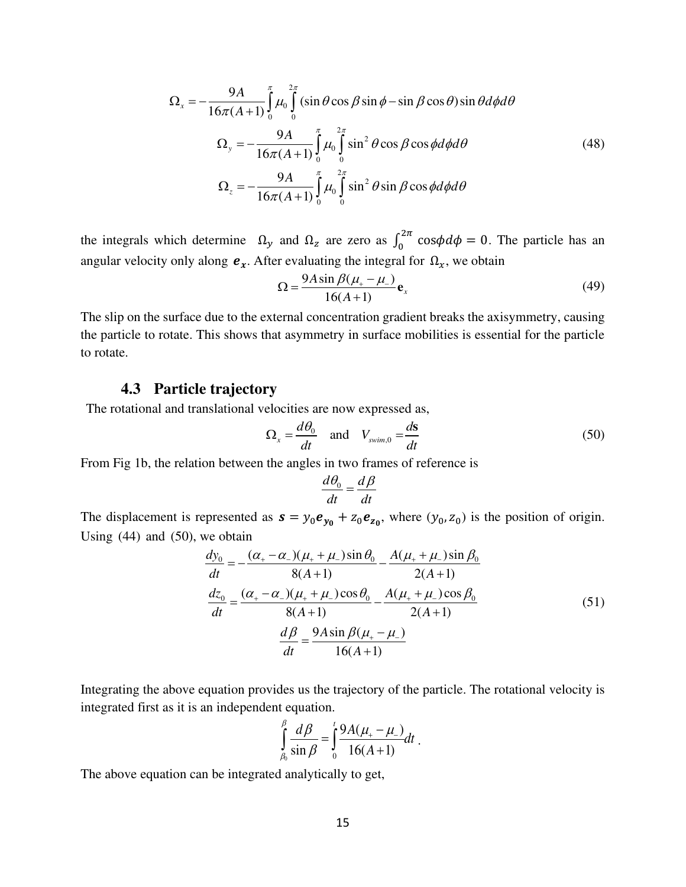$$\Omega_x = -\frac{9A}{16\pi(A+1)} \int_0^{\pi} \mu_0 \int_0^{2\pi} (\sin\theta\cos\beta\sin\phi - \sin\beta\cos\theta)\sin\theta \, d\phi \, d\theta$$

$$\Omega_y = -\frac{9A}{16\pi(A+1)} \int_0^{\pi} \mu_0 \int_0^{2\pi} \sin^2\theta\cos\beta\cos\phi \, d\phi \, d\theta \tag{48}$$

$$\Omega_z = -\frac{9A}{16\pi(A+1)} \int_0^{\pi} \mu_0 \int_0^{2\pi} \sin^2\theta\sin\beta\cos\phi \, d\phi \, d\theta$$

the integrals which determine $\Omega_y$ and $\Omega_z$ are zero as $\int_0^{2\pi} \cos\phi d\phi = 0$. The particle has an angular velocity only along $\boldsymbol{e_x}$. After evaluating the integral for $\Omega_x$, we obtain

$$\Omega = \frac{9A\sin\beta(\mu_+ - \mu_-)}{16(A+1)}\mathbf{e}_x \tag{49}$$

The slip on the surface due to the external concentration gradient breaks the axisymmetry, causing the particle to rotate. This shows that asymmetry in surface mobilities is essential for the particle to rotate.

### 4.3 Particle trajectory

The rotational and translational velocities are now expressed as,

$$\Omega_x = \frac{d\theta_0}{dt} \quad \text{and} \quad V_{swim,0} = \frac{d\mathbf{s}}{dt} \tag{50}$$

From Fig 1b, the relation between the angles in two frames of reference is

$$\frac{d\theta_0}{dt} = \frac{d\beta}{dt}$$

The displacement is represented as $\boldsymbol{s} = y_0\boldsymbol{e}_{\boldsymbol{y_0}} + z_0\boldsymbol{e}_{\boldsymbol{z_0}}$, where $(y_0, z_0)$ is the position of origin. Using (44) and (50), we obtain

$$\frac{dy_0}{dt} = -\frac{(\alpha_+ - \alpha_-)(\mu_+ + \mu_-)\sin\theta_0}{8(A+1)} - \frac{A(\mu_+ + \mu_-)\sin\beta_0}{2(A+1)}$$

$$\frac{dz_0}{dt} = \frac{(\alpha_+ - \alpha_-)(\mu_+ + \mu_-)\cos\theta_0}{8(A+1)} - \frac{A(\mu_+ + \mu_-)\cos\beta_0}{2(A+1)} \tag{51}$$

$$\frac{d\beta}{dt} = \frac{9A\sin\beta(\mu_+ - \mu_-)}{16(A+1)}$$

Integrating the above equation provides us the trajectory of the particle. The rotational velocity is integrated first as it is an independent equation.

$$\int_{\beta_0}^{\beta} \frac{d\beta}{\sin\beta} = \int_0^t \frac{9A(\mu_+ - \mu_-)}{16(A+1)} dt \,.$$

The above equation can be integrated analytically to get,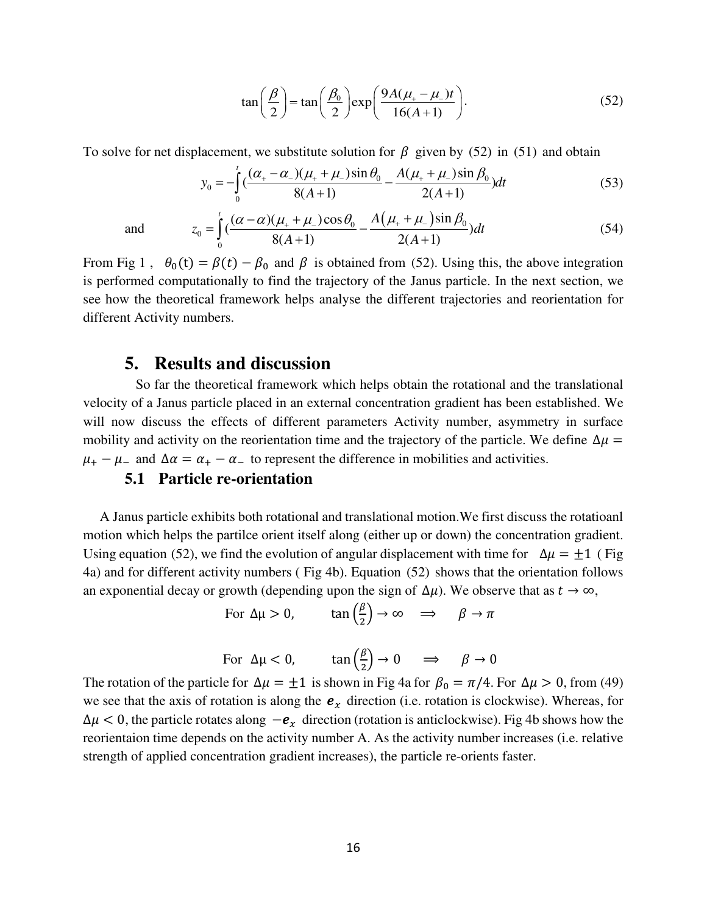$$\tan\left(\frac{\beta}{2}\right) = \tan\left(\frac{\beta_0}{2}\right)\exp\left(\frac{9A(\mu_+ - \mu_-)t}{16(A+1)}\right). \tag{52}$$

To solve for net displacement, we substitute solution for $\beta$ given by (52) in (51) and obtain

$$y_0 = -\int_0^t \left(\frac{(\alpha_+ - \alpha_-)(\mu_+ + \mu_-)\sin\theta_0}{8(A+1)} - \frac{A(\mu_+ + \mu_-)\sin\beta_0}{2(A+1)}\right)dt \tag{53}$$

and

$$z_0 = \int_0^t \left(\frac{(\alpha - \alpha)(\mu_+ + \mu_-)\cos\theta_0}{8(A+1)} - \frac{A(\mu_+ + \mu_-)\sin\beta_0}{2(A+1)}\right)dt \tag{54}$$

From Fig 1 , $\theta_0(t) = \beta(t) - \beta_0$ and $\beta$ is obtained from (52). Using this, the above integration is performed computationally to find the trajectory of the Janus particle. In the next section, we see how the theoretical framework helps analyse the different trajectories and reorientation for different Activity numbers.

## 5. Results and discussion

So far the theoretical framework which helps obtain the rotational and the translational velocity of a Janus particle placed in an external concentration gradient has been established. We will now discuss the effects of different parameters Activity number, asymmetry in surface mobility and activity on the reorientation time and the trajectory of the particle. We define $\Delta\mu = \mu_+ - \mu_-$ and $\Delta\alpha = \alpha_+ - \alpha_-$ to represent the difference in mobilities and activities.

### 5.1 Particle re-orientation

A Janus particle exhibits both rotational and translational motion.We first discuss the rotatioanl motion which helps the partilce orient itself along (either up or down) the concentration gradient. Using equation (52), we find the evolution of angular displacement with time for $\Delta\mu = \pm 1$ ( Fig 4a) and for different activity numbers ( Fig 4b). Equation (52) shows that the orientation follows an exponential decay or growth (depending upon the sign of $\Delta\mu$). We observe that as $t \to \infty$,

$$\text{For } \Delta\mu > 0, \qquad \tan\left(\frac{\beta}{2}\right) \to \infty \quad \Longrightarrow \quad \beta \to \pi$$

$$\text{For } \Delta\mu < 0, \qquad \tan\left(\frac{\beta}{2}\right) \to 0 \quad \Longrightarrow \quad \beta \to 0$$

The rotation of the particle for $\Delta\mu = \pm 1$ is shown in Fig 4a for $\beta_0 = \pi/4$. For $\Delta\mu > 0$, from (49) we see that the axis of rotation is along the $\boldsymbol{e}_x$ direction (i.e. rotation is clockwise). Whereas, for $\Delta\mu < 0$, the particle rotates along $-\boldsymbol{e}_x$ direction (rotation is anticlockwise). Fig 4b shows how the reorientaion time depends on the activity number A. As the activity number increases (i.e. relative strength of applied concentration gradient increases), the particle re-orients faster.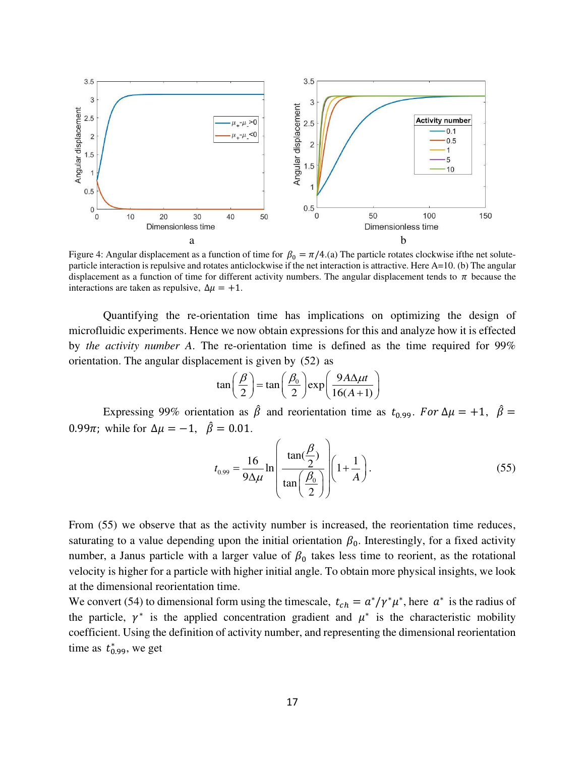Figure 4: Angular displacement as a function of time for $\beta_0 = \pi/4$.(a) The particle rotates clockwise ifthe net solute-particle interaction is repulsive and rotates anticlockwise if the net interaction is attractive. Here A=10. (b) The angular displacement as a function of time for different activity numbers. The angular displacement tends to $\pi$ because the interactions are taken as repulsive, $\Delta\mu = +1$.

Quantifying the re-orientation time has implications on optimizing the design of microfluidic experiments. Hence we now obtain expressions for this and analyze how it is effected by *the activity number A*. The re-orientation time is defined as the time required for 99% orientation. The angular displacement is given by (52) as

$$\tan\left(\frac{\beta}{2}\right) = \tan\left(\frac{\beta_0}{2}\right)\exp\left(\frac{9A\Delta\mu t}{16(A+1)}\right)$$

Expressing 99% orientation as $\hat{\beta}$ and reorientation time as $t_{0.99}$. *For* $\Delta\mu = +1$, $\hat{\beta} = 0.99\pi$; while for $\Delta\mu = -1$, $\hat{\beta} = 0.01$.

$$t_{0.99} = \frac{16}{9\Delta\mu}\ln\left(\frac{\tan(\frac{\hat{\beta}}{2})}{\tan\left(\frac{\beta_0}{2}\right)}\right)\left(1+\frac{1}{A}\right). \tag{55}$$

From (55) we observe that as the activity number is increased, the reorientation time reduces, saturating to a value depending upon the initial orientation $\beta_0$. Interestingly, for a fixed activity number, a Janus particle with a larger value of $\beta_0$ takes less time to reorient, as the rotational velocity is higher for a particle with higher initial angle. To obtain more physical insights, we look at the dimensional reorientation time.

We convert (54) to dimensional form using the timescale, $t_{ch} = a^*/\gamma^*\mu^*$, here $a^*$ is the radius of the particle, $\gamma^*$ is the applied concentration gradient and $\mu^*$ is the characteristic mobility coefficient. Using the definition of activity number, and representing the dimensional reorientation time as $t^*_{0.99}$, we get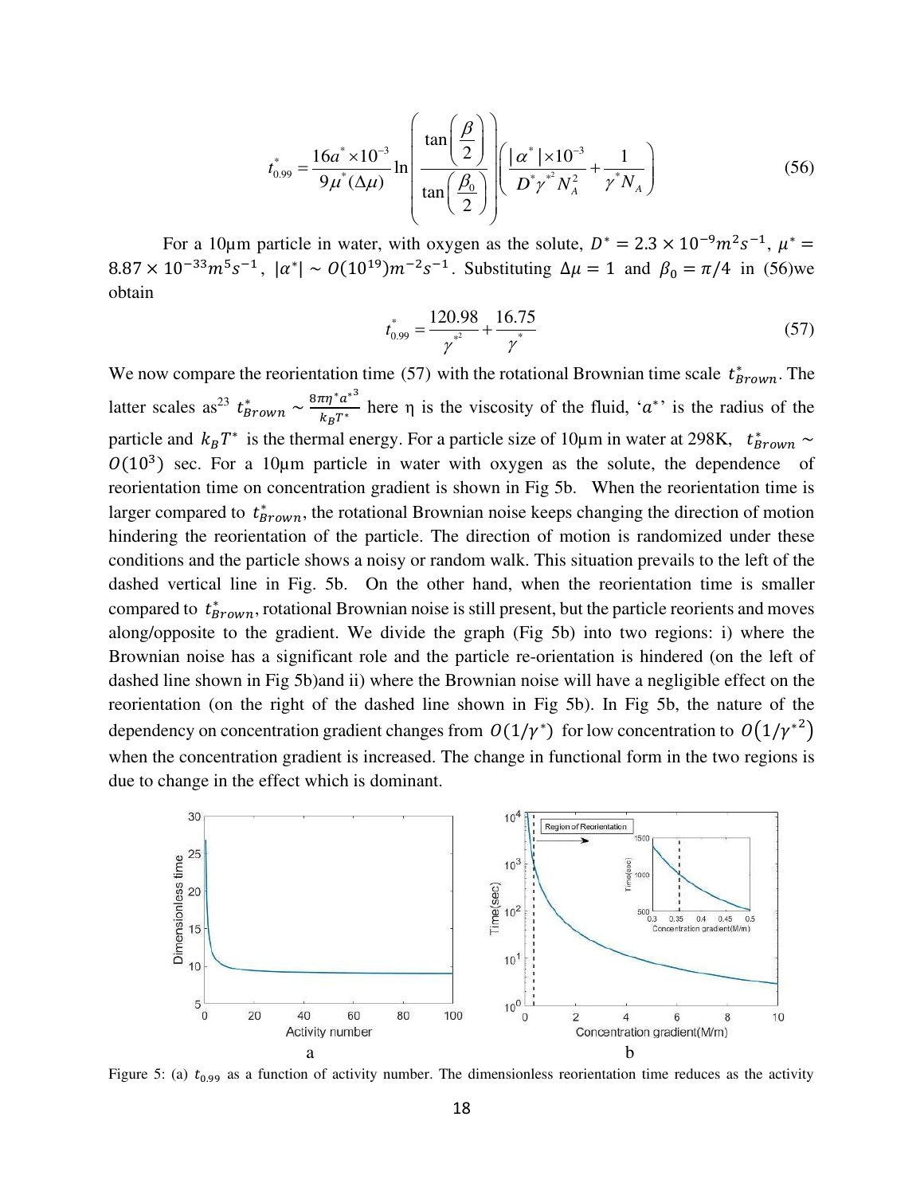$$t_{0.99}^* = \frac{16a^* \times 10^{-3}}{9\mu^*(\Delta\mu)} \ln\left(\frac{\tan\left(\frac{\beta}{2}\right)}{\tan\left(\frac{\beta_0}{2}\right)}\right)\left(\frac{|\alpha^*| \times 10^{-3}}{D^* \gamma^{*2} N_A^2} + \frac{1}{\gamma^* N_A}\right) \tag{56}$$

For a 10µm particle in water, with oxygen as the solute, $D^* = 2.3 \times 10^{-9} m^2 s^{-1}$, $\mu^* = 8.87 \times 10^{-33} m^5 s^{-1}$, $|\alpha^*| \sim O(10^{19}) m^{-2} s^{-1}$. Substituting $\Delta\mu = 1$ and $\beta_0 = \pi/4$ in (56)we obtain

$$t_{0.99}^* = \frac{120.98}{\gamma^{*2}} + \frac{16.75}{\gamma^*} \tag{57}$$

We now compare the reorientation time (57) with the rotational Brownian time scale $t_{Brown}^*$. The latter scales as[23] $t_{Brown}^* \sim \frac{8\pi\eta^* a^{*3}}{k_B T^*}$ here η is the viscosity of the fluid, '$a^*$' is the radius of the particle and $k_B T^*$ is the thermal energy. For a particle size of 10µm in water at 298K, $t_{Brown}^* \sim O(10^3)$ sec. For a 10µm particle in water with oxygen as the solute, the dependence of reorientation time on concentration gradient is shown in Fig 5b. When the reorientation time is larger compared to $t_{Brown}^*$, the rotational Brownian noise keeps changing the direction of motion hindering the reorientation of the particle. The direction of motion is randomized under these conditions and the particle shows a noisy or random walk. This situation prevails to the left of the dashed vertical line in Fig. 5b. On the other hand, when the reorientation time is smaller compared to $t_{Brown}^*$, rotational Brownian noise is still present, but the particle reorients and moves along/opposite to the gradient. We divide the graph (Fig 5b) into two regions: i) where the Brownian noise has a significant role and the particle re-orientation is hindered (on the left of dashed line shown in Fig 5b)and ii) where the Brownian noise will have a negligible effect on the reorientation (on the right of the dashed line shown in Fig 5b). In Fig 5b, the nature of the dependency on concentration gradient changes from $O(1/\gamma^*)$ for low concentration to $O(1/\gamma^{*2})$ when the concentration gradient is increased. The change in functional form in the two regions is due to change in the effect which is dominant.

Figure 5: (a) $t_{0.99}$ as a function of activity number. The dimensionless reorientation time reduces as the activity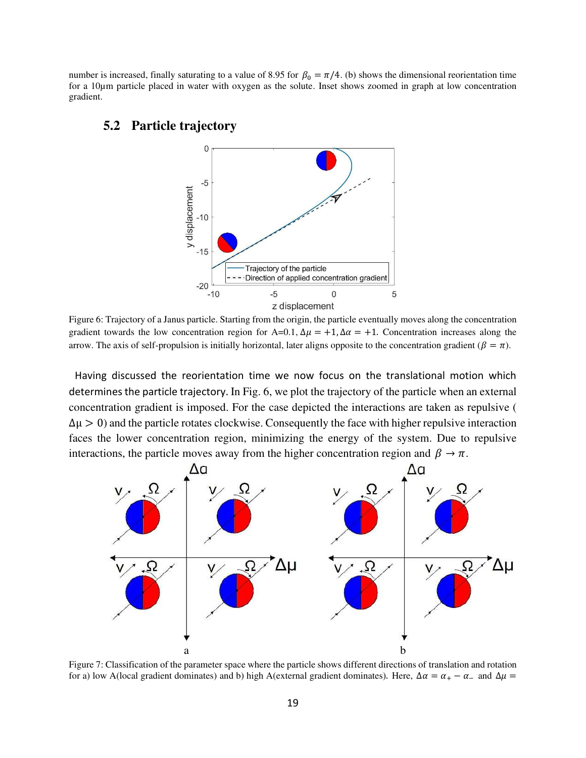number is increased, finally saturating to a value of 8.95 for $\beta_0 = \pi/4$. (b) shows the dimensional reorientation time for a 10μm particle placed in water with oxygen as the solute. Inset shows zoomed in graph at low concentration gradient.

## 5.2 Particle trajectory

Figure 6: Trajectory of a Janus particle. Starting from the origin, the particle eventually moves along the concentration gradient towards the low concentration region for A=0.1, $\Delta\mu = +1, \Delta\alpha = +1$. Concentration increases along the arrow. The axis of self-propulsion is initially horizontal, later aligns opposite to the concentration gradient ($\beta = \pi$).

Having discussed the reorientation time we now focus on the translational motion which determines the particle trajectory. In Fig. 6, we plot the trajectory of the particle when an external concentration gradient is imposed. For the case depicted the interactions are taken as repulsive ( $\Delta\mu > 0$) and the particle rotates clockwise. Consequently the face with higher repulsive interaction faces the lower concentration region, minimizing the energy of the system. Due to repulsive interactions, the particle moves away from the higher concentration region and $\beta \to \pi$.

Figure 7: Classification of the parameter space where the particle shows different directions of translation and rotation for a) low A(local gradient dominates) and b) high A(external gradient dominates). Here, $\Delta\alpha = \alpha_+ - \alpha_-$ and $\Delta\mu =$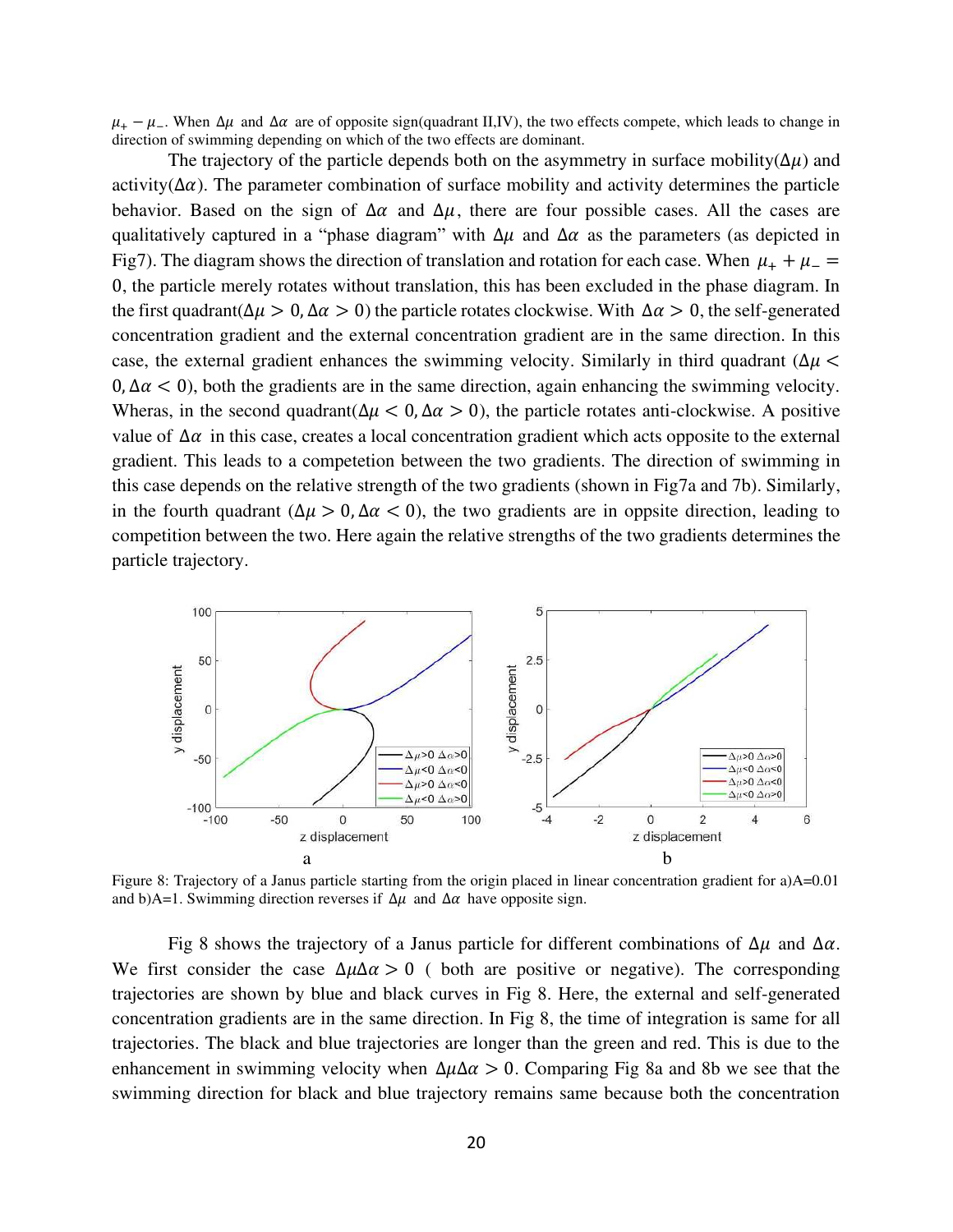$\mu_+ - \mu_-$. When $\Delta\mu$ and $\Delta\alpha$ are of opposite sign(quadrant II,IV), the two effects compete, which leads to change in direction of swimming depending on which of the two effects are dominant.

The trajectory of the particle depends both on the asymmetry in surface mobility($\Delta\mu$) and activity($\Delta\alpha$). The parameter combination of surface mobility and activity determines the particle behavior. Based on the sign of $\Delta\alpha$ and $\Delta\mu$, there are four possible cases. All the cases are qualitatively captured in a "phase diagram" with $\Delta\mu$ and $\Delta\alpha$ as the parameters (as depicted in Fig7). The diagram shows the direction of translation and rotation for each case. When $\mu_+ + \mu_- = 0$, the particle merely rotates without translation, this has been excluded in the phase diagram. In the first quadrant($\Delta\mu > 0, \Delta\alpha > 0$) the particle rotates clockwise. With $\Delta\alpha > 0$, the self-generated concentration gradient and the external concentration gradient are in the same direction. In this case, the external gradient enhances the swimming velocity. Similarly in third quadrant ($\Delta\mu < 0, \Delta\alpha < 0$), both the gradients are in the same direction, again enhancing the swimming velocity. Wheras, in the second quadrant($\Delta\mu < 0, \Delta\alpha > 0$), the particle rotates anti-clockwise. A positive value of $\Delta\alpha$ in this case, creates a local concentration gradient which acts opposite to the external gradient. This leads to a competetion between the two gradients. The direction of swimming in this case depends on the relative strength of the two gradients (shown in Fig7a and 7b). Similarly, in the fourth quadrant ($\Delta\mu > 0, \Delta\alpha < 0$), the two gradients are in oppsite direction, leading to competition between the two. Here again the relative strengths of the two gradients determines the particle trajectory.

Figure 8: Trajectory of a Janus particle starting from the origin placed in linear concentration gradient for a)A=0.01 and b)A=1. Swimming direction reverses if $\Delta\mu$ and $\Delta\alpha$ have opposite sign.

Fig 8 shows the trajectory of a Janus particle for different combinations of $\Delta\mu$ and $\Delta\alpha$. We first consider the case $\Delta\mu\Delta\alpha > 0$ ( both are positive or negative). The corresponding trajectories are shown by blue and black curves in Fig 8. Here, the external and self-generated concentration gradients are in the same direction. In Fig 8, the time of integration is same for all trajectories. The black and blue trajectories are longer than the green and red. This is due to the enhancement in swimming velocity when $\Delta\mu\Delta\alpha > 0$. Comparing Fig 8a and 8b we see that the swimming direction for black and blue trajectory remains same because both the concentration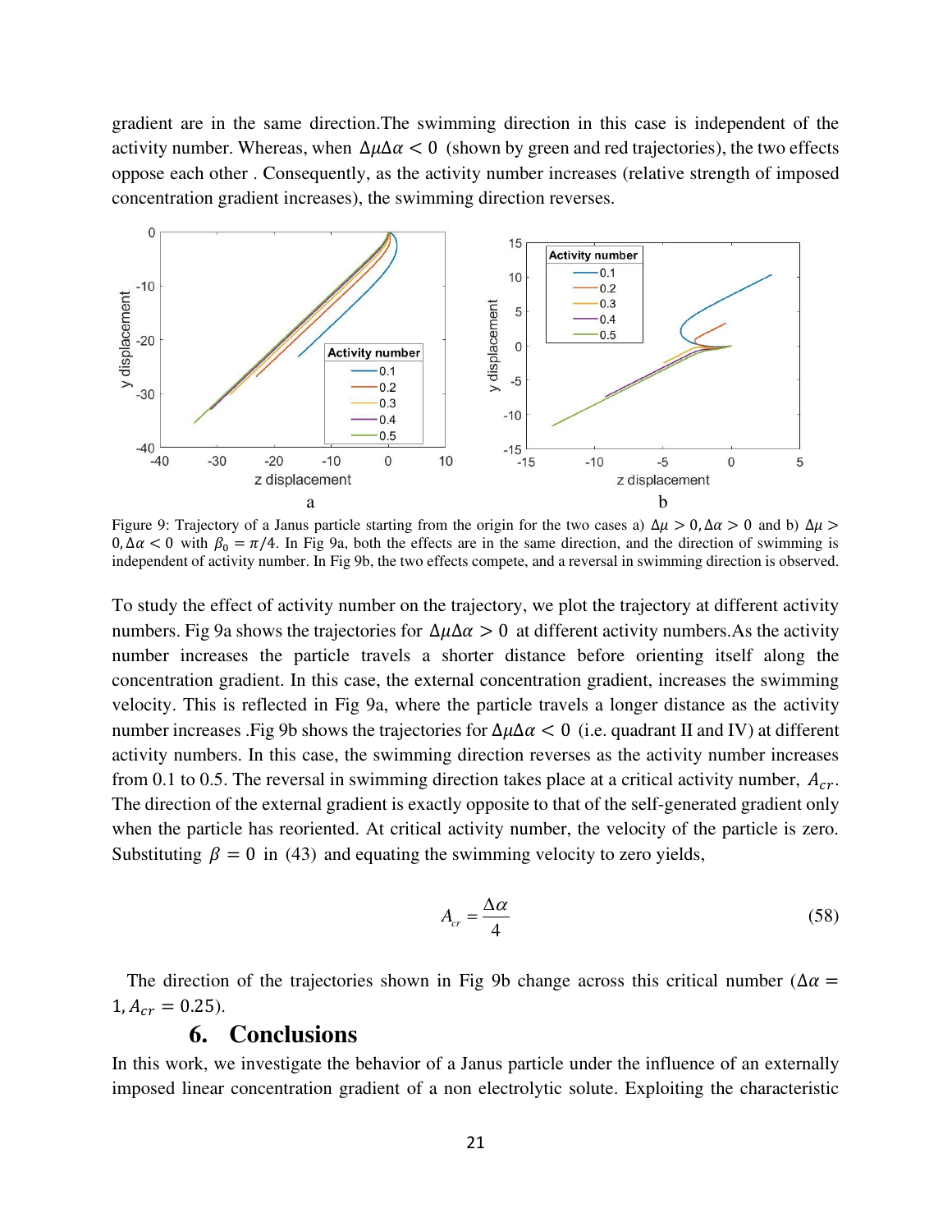gradient are in the same direction.The swimming direction in this case is independent of the activity number. Whereas, when $\Delta\mu\Delta\alpha < 0$ (shown by green and red trajectories), the two effects oppose each other . Consequently, as the activity number increases (relative strength of imposed concentration gradient increases), the swimming direction reverses.

Figure 9: Trajectory of a Janus particle starting from the origin for the two cases a) $\Delta\mu > 0, \Delta\alpha > 0$ and b) $\Delta\mu > 0, \Delta\alpha < 0$ with $\beta_0 = \pi/4$. In Fig 9a, both the effects are in the same direction, and the direction of swimming is independent of activity number. In Fig 9b, the two effects compete, and a reversal in swimming direction is observed.

To study the effect of activity number on the trajectory, we plot the trajectory at different activity numbers. Fig 9a shows the trajectories for $\Delta\mu\Delta\alpha > 0$ at different activity numbers.As the activity number increases the particle travels a shorter distance before orienting itself along the concentration gradient. In this case, the external concentration gradient, increases the swimming velocity. This is reflected in Fig 9a, where the particle travels a longer distance as the activity number increases .Fig 9b shows the trajectories for $\Delta\mu\Delta\alpha < 0$ (i.e. quadrant II and IV) at different activity numbers. In this case, the swimming direction reverses as the activity number increases from 0.1 to 0.5. The reversal in swimming direction takes place at a critical activity number, $A_{cr}$. The direction of the external gradient is exactly opposite to that of the self-generated gradient only when the particle has reoriented. At critical activity number, the velocity of the particle is zero. Substituting $\beta = 0$ in (43) and equating the swimming velocity to zero yields,

$$A_{cr} = \frac{\Delta\alpha}{4} \tag{58}$$

The direction of the trajectories shown in Fig 9b change across this critical number ($\Delta\alpha = 1, A_{cr} = 0.25$).

## 6. Conclusions

In this work, we investigate the behavior of a Janus particle under the influence of an externally imposed linear concentration gradient of a non electrolytic solute. Exploiting the characteristic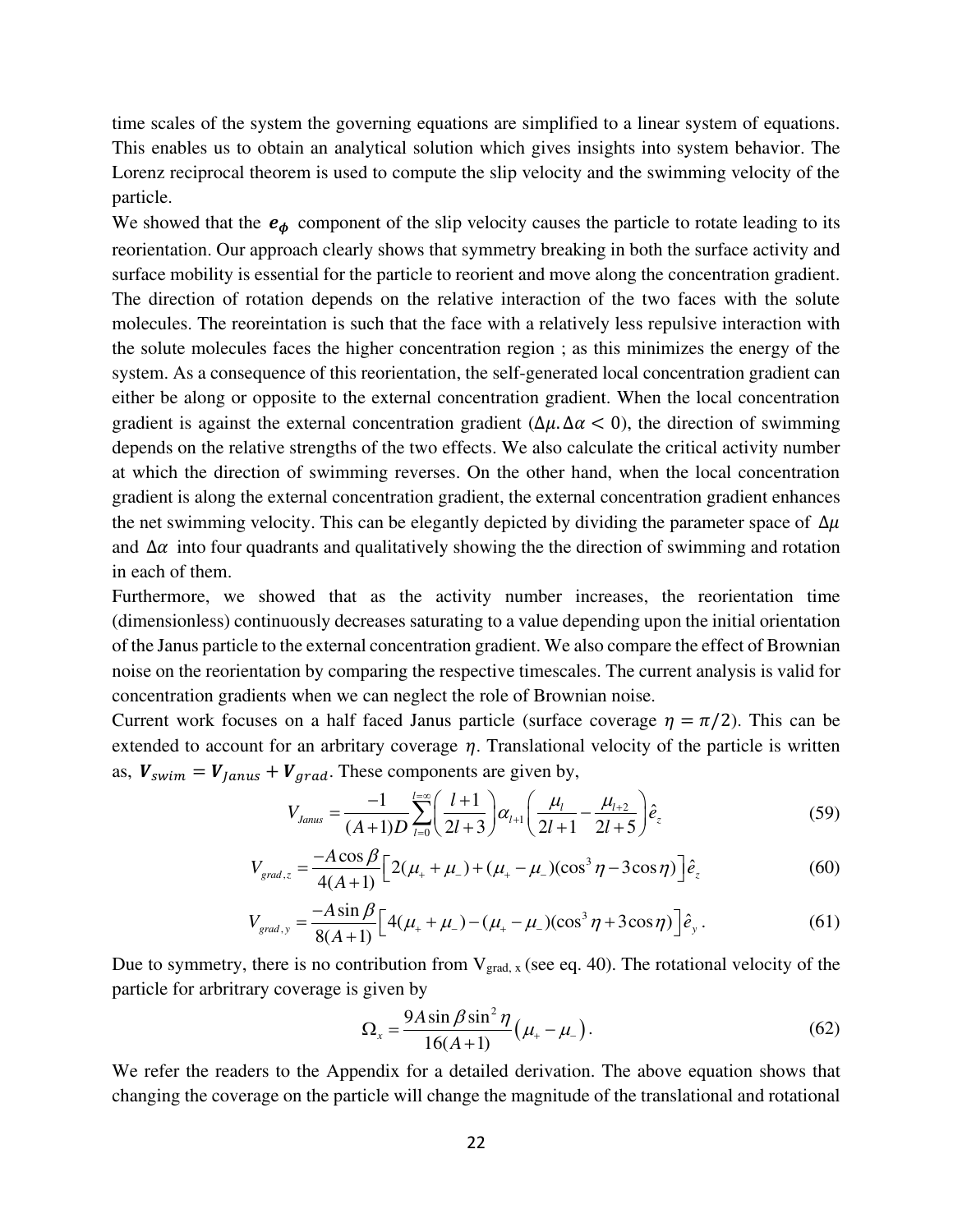time scales of the system the governing equations are simplified to a linear system of equations. This enables us to obtain an analytical solution which gives insights into system behavior. The Lorenz reciprocal theorem is used to compute the slip velocity and the swimming velocity of the particle.

We showed that the $\boldsymbol{e_\phi}$ component of the slip velocity causes the particle to rotate leading to its reorientation. Our approach clearly shows that symmetry breaking in both the surface activity and surface mobility is essential for the particle to reorient and move along the concentration gradient. The direction of rotation depends on the relative interaction of the two faces with the solute molecules. The reoreintation is such that the face with a relatively less repulsive interaction with the solute molecules faces the higher concentration region ; as this minimizes the energy of the system. As a consequence of this reorientation, the self-generated local concentration gradient can either be along or opposite to the external concentration gradient. When the local concentration gradient is against the external concentration gradient ($\Delta\mu.\Delta\alpha < 0$), the direction of swimming depends on the relative strengths of the two effects. We also calculate the critical activity number at which the direction of swimming reverses. On the other hand, when the local concentration gradient is along the external concentration gradient, the external concentration gradient enhances the net swimming velocity. This can be elegantly depicted by dividing the parameter space of $\Delta\mu$ and $\Delta\alpha$ into four quadrants and qualitatively showing the the direction of swimming and rotation in each of them.

Furthermore, we showed that as the activity number increases, the reorientation time (dimensionless) continuously decreases saturating to a value depending upon the initial orientation of the Janus particle to the external concentration gradient. We also compare the effect of Brownian noise on the reorientation by comparing the respective timescales. The current analysis is valid for concentration gradients when we can neglect the role of Brownian noise.

Current work focuses on a half faced Janus particle (surface coverage $\eta = \pi/2$). This can be extended to account for an arbitrary coverage $\eta$. Translational velocity of the particle is written as, $\boldsymbol{V}_{swim} = \boldsymbol{V}_{Janus} + \boldsymbol{V}_{grad}$. These components are given by,

$$V_{Janus} = \frac{-1}{(A+1)D}\sum_{l=0}^{l=\infty}\left(\frac{l+1}{2l+3}\right)\alpha_{l+1}\left(\frac{\mu_l}{2l+1} - \frac{\mu_{l+2}}{2l+5}\right)\hat{e}_z \tag{59}$$

$$V_{grad,z} = \frac{-A\cos\beta}{4(A+1)}\left[2(\mu_+ + \mu_-) + (\mu_+ - \mu_-)(\cos^3\eta - 3\cos\eta)\right]\hat{e}_z \tag{60}$$

$$V_{grad,y} = \frac{-A\sin\beta}{8(A+1)}\left[4(\mu_+ + \mu_-) - (\mu_+ - \mu_-)(\cos^3\eta + 3\cos\eta)\right]\hat{e}_y\,. \tag{61}$$

Due to symmetry, there is no contribution from $V_{grad,\,x}$ (see eq. 40). The rotational velocity of the particle for arbitrary coverage is given by

$$\Omega_x = \frac{9A\sin\beta\sin^2\eta}{16(A+1)}\left(\mu_+ - \mu_-\right). \tag{62}$$

We refer the readers to the Appendix for a detailed derivation. The above equation shows that changing the coverage on the particle will change the magnitude of the translational and rotational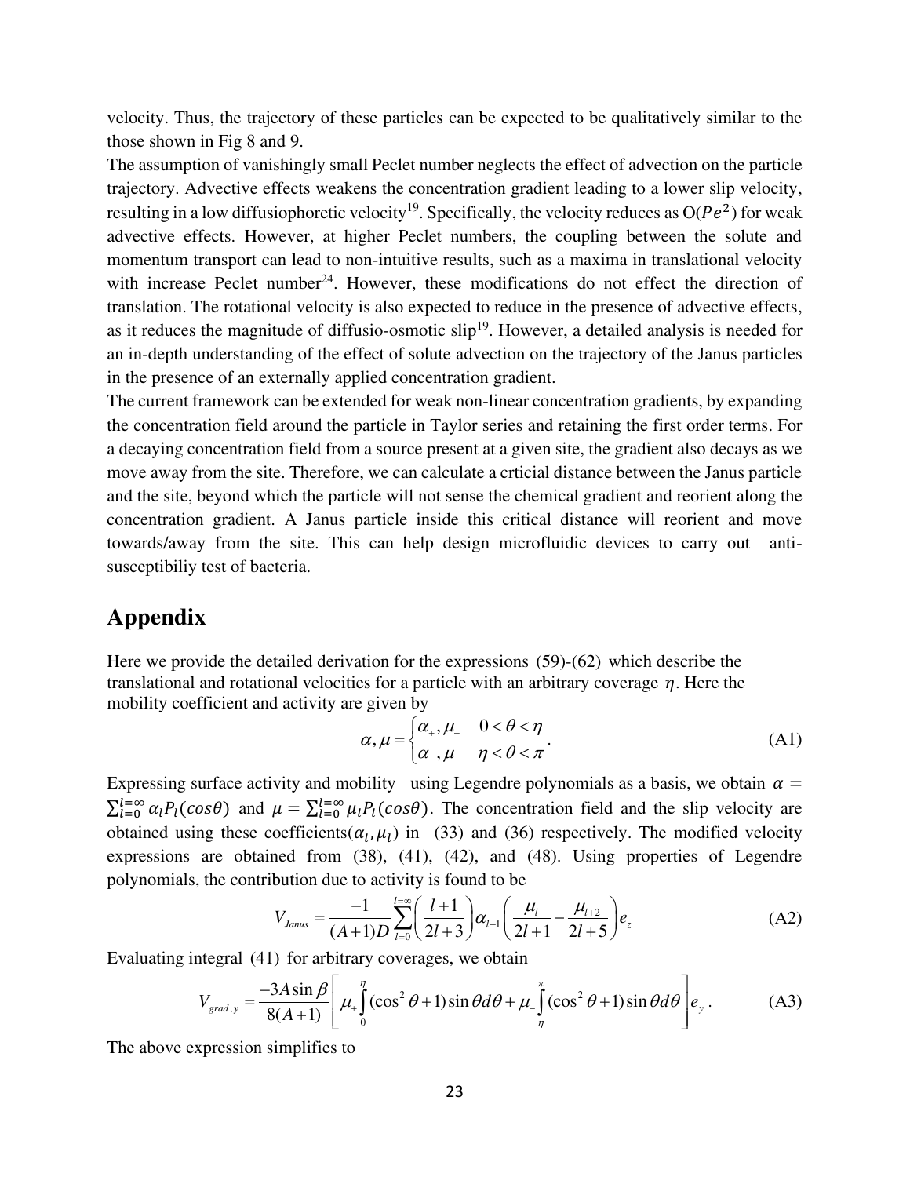velocity. Thus, the trajectory of these particles can be expected to be qualitatively similar to the those shown in Fig 8 and 9.

The assumption of vanishingly small Peclet number neglects the effect of advection on the particle trajectory. Advective effects weakens the concentration gradient leading to a lower slip velocity, resulting in a low diffusiophoretic velocity[19]. Specifically, the velocity reduces as O($Pe^2$) for weak advective effects. However, at higher Peclet numbers, the coupling between the solute and momentum transport can lead to non-intuitive results, such as a maxima in translational velocity with increase Peclet number[24]. However, these modifications do not effect the direction of translation. The rotational velocity is also expected to reduce in the presence of advective effects, as it reduces the magnitude of diffusio-osmotic slip[19]. However, a detailed analysis is needed for an in-depth understanding of the effect of solute advection on the trajectory of the Janus particles in the presence of an externally applied concentration gradient.

The current framework can be extended for weak non-linear concentration gradients, by expanding the concentration field around the particle in Taylor series and retaining the first order terms. For a decaying concentration field from a source present at a given site, the gradient also decays as we move away from the site. Therefore, we can calculate a crticial distance between the Janus particle and the site, beyond which the particle will not sense the chemical gradient and reorient along the concentration gradient. A Janus particle inside this critical distance will reorient and move towards/away from the site. This can help design microfluidic devices to carry out anti-susceptibiliy test of bacteria.

# Appendix

Here we provide the detailed derivation for the expressions (59)-(62) which describe the translational and rotational velocities for a particle with an arbitrary coverage $\eta$. Here the mobility coefficient and activity are given by

$$\alpha, \mu = \begin{cases} \alpha_+, \mu_+ & 0 < \theta < \eta \\ \alpha_-, \mu_- & \eta < \theta < \pi \end{cases}. \tag{A1}$$

Expressing surface activity and mobility using Legendre polynomials as a basis, we obtain $\alpha = \sum_{l=0}^{l=\infty} \alpha_l P_l(cos\theta)$ and $\mu = \sum_{l=0}^{l=\infty} \mu_l P_l(cos\theta)$. The concentration field and the slip velocity are obtained using these coefficients($\alpha_l, \mu_l$) in (33) and (36) respectively. The modified velocity expressions are obtained from (38), (41), (42), and (48). Using properties of Legendre polynomials, the contribution due to activity is found to be

$$V_{Janus} = \frac{-1}{(A+1)D} \sum_{l=0}^{l=\infty} \left( \frac{l+1}{2l+3} \right) \alpha_{l+1} \left( \frac{\mu_l}{2l+1} - \frac{\mu_{l+2}}{2l+5} \right) e_z \tag{A2}$$

Evaluating integral (41) for arbitrary coverages, we obtain

$$V_{grad,y} = \frac{-3A \sin\beta}{8(A+1)} \left[ \mu_+ \int_0^{\eta} (\cos^2\theta + 1) \sin\theta d\theta + \mu_- \int_{\eta}^{\pi} (\cos^2\theta + 1) \sin\theta d\theta \right] e_y . \tag{A3}$$

The above expression simplifies to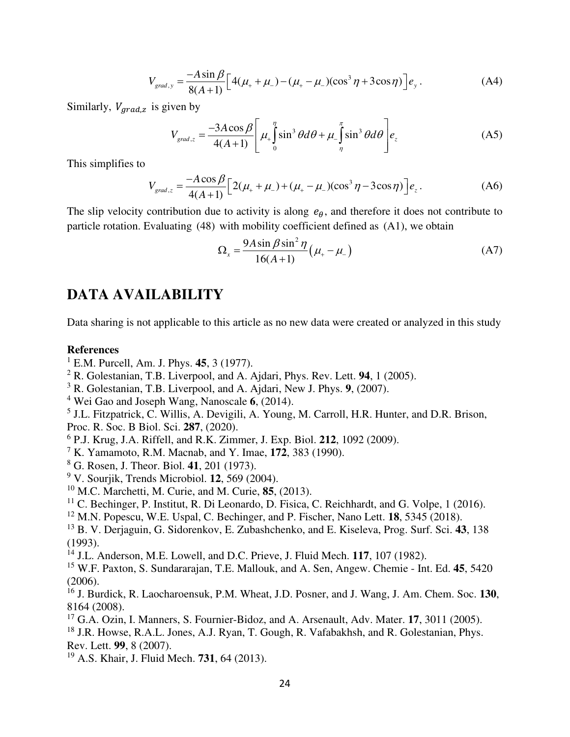$$V_{grad,y} = \frac{-A\sin\beta}{8(A+1)}\left[4(\mu_+ + \mu_-) - (\mu_+ - \mu_-)(\cos^3\eta + 3\cos\eta)\right]e_y\,. \tag{A4}$$

Similarly, $V_{grad,z}$ is given by

$$V_{grad,z} = \frac{-3A\cos\beta}{4(A+1)}\left[\mu_+\int_0^\eta \sin^3\theta d\theta + \mu_-\int_\eta^\pi \sin^3\theta d\theta\right]e_z \tag{A5}$$

This simplifies to

$$V_{grad,z} = \frac{-A\cos\beta}{4(A+1)}\left[2(\mu_+ + \mu_-) + (\mu_+ - \mu_-)(\cos^3\eta - 3\cos\eta)\right]e_z\,. \tag{A6}$$

The slip velocity contribution due to activity is along $e_\theta$, and therefore it does not contribute to particle rotation. Evaluating (48) with mobility coefficient defined as (A1), we obtain

$$\Omega_x = \frac{9A\sin\beta\sin^2\eta}{16(A+1)}\left(\mu_+ - \mu_-\right) \tag{A7}$$

# DATA AVAILABILITY

Data sharing is not applicable to this article as no new data were created or analyzed in this study

**References**

[1] E.M. Purcell, Am. J. Phys. **45**, 3 (1977).
[2] R. Golestanian, T.B. Liverpool, and A. Ajdari, Phys. Rev. Lett. **94**, 1 (2005).
[3] R. Golestanian, T.B. Liverpool, and A. Ajdari, New J. Phys. **9**, (2007).
[4] Wei Gao and Joseph Wang, Nanoscale **6**, (2014).
[5] J.L. Fitzpatrick, C. Willis, A. Devigili, A. Young, M. Carroll, H.R. Hunter, and D.R. Brison, Proc. R. Soc. B Biol. Sci. **287**, (2020).
[6] P.J. Krug, J.A. Riffell, and R.K. Zimmer, J. Exp. Biol. **212**, 1092 (2009).
[7] K. Yamamoto, R.M. Macnab, and Y. Imae, **172**, 383 (1990).
[8] G. Rosen, J. Theor. Biol. **41**, 201 (1973).
[9] V. Sourjik, Trends Microbiol. **12**, 569 (2004).
[10] M.C. Marchetti, M. Curie, and M. Curie, **85**, (2013).
[11] C. Bechinger, P. Institut, R. Di Leonardo, D. Fisica, C. Reichhardt, and G. Volpe, 1 (2016).
[12] M.N. Popescu, W.E. Uspal, C. Bechinger, and P. Fischer, Nano Lett. **18**, 5345 (2018).
[13] B. V. Derjaguin, G. Sidorenkov, E. Zubashchenko, and E. Kiseleva, Prog. Surf. Sci. **43**, 138 (1993).
[14] J.L. Anderson, M.E. Lowell, and D.C. Prieve, J. Fluid Mech. **117**, 107 (1982).
[15] W.F. Paxton, S. Sundararajan, T.E. Mallouk, and A. Sen, Angew. Chemie - Int. Ed. **45**, 5420 (2006).
[16] J. Burdick, R. Laocharoensuk, P.M. Wheat, J.D. Posner, and J. Wang, J. Am. Chem. Soc. **130**, 8164 (2008).
[17] G.A. Ozin, I. Manners, S. Fournier-Bidoz, and A. Arsenault, Adv. Mater. **17**, 3011 (2005).
[18] J.R. Howse, R.A.L. Jones, A.J. Ryan, T. Gough, R. Vafabakhsh, and R. Golestanian, Phys. Rev. Lett. **99**, 8 (2007).
[19] A.S. Khair, J. Fluid Mech. **731**, 64 (2013).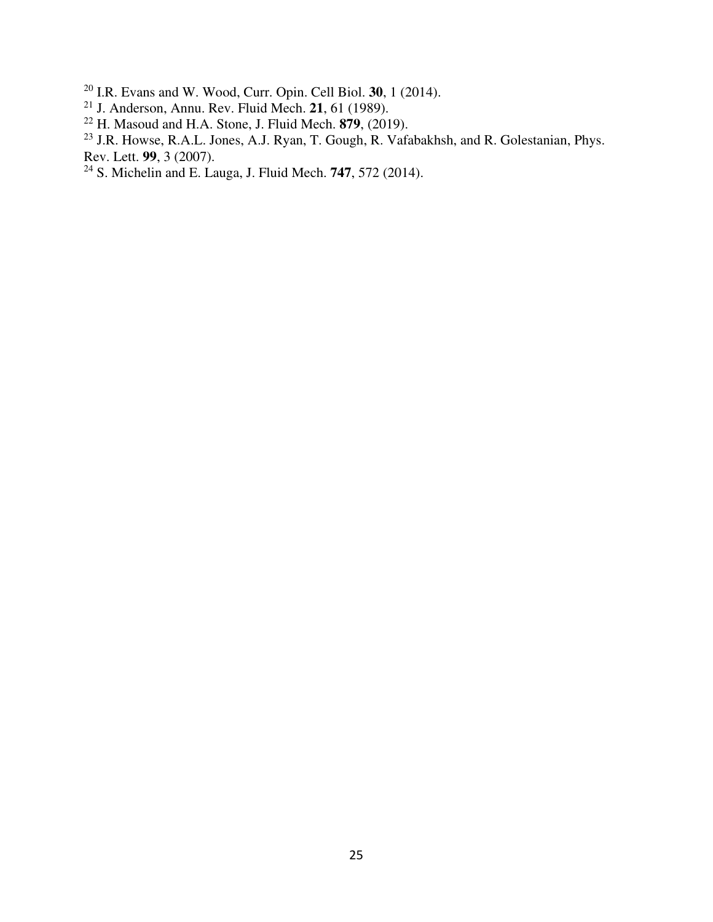[20] I.R. Evans and W. Wood, Curr. Opin. Cell Biol. **30**, 1 (2014).
[21] J. Anderson, Annu. Rev. Fluid Mech. **21**, 61 (1989).
[22] H. Masoud and H.A. Stone, J. Fluid Mech. **879**, (2019).
[23] J.R. Howse, R.A.L. Jones, A.J. Ryan, T. Gough, R. Vafabakhsh, and R. Golestanian, Phys. Rev. Lett. **99**, 3 (2007).
[24] S. Michelin and E. Lauga, J. Fluid Mech. **747**, 572 (2014).